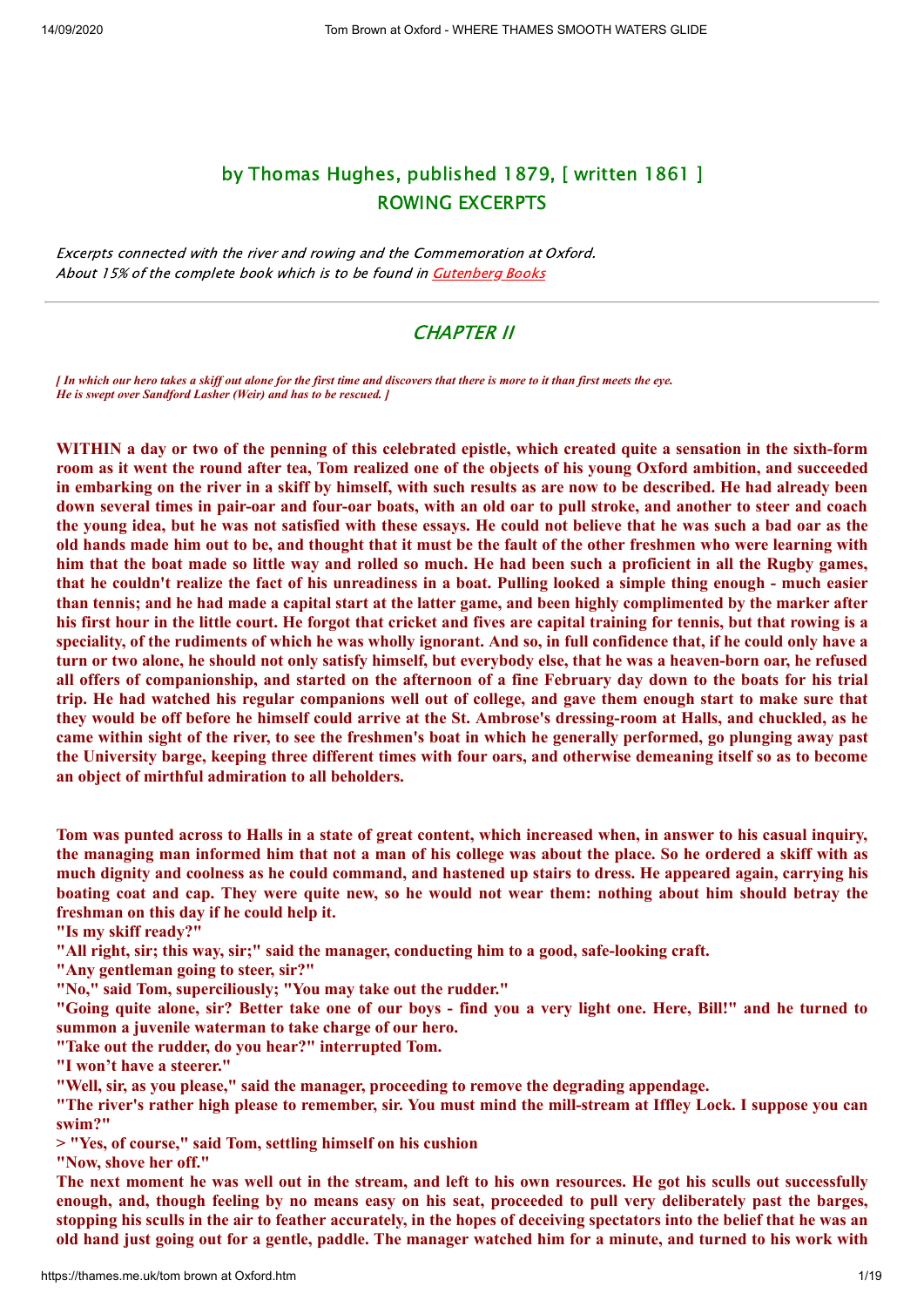## by Thomas Hughes, published 1879, [ written 1861 ]
## ROWING EXCERPTS

*Excerpts connected with the river and rowing and the Commemoration at Oxford.*
*About 15% of the complete book which is to be found in Gutenberg Books*

---

## *CHAPTER II*

***[ In which our hero takes a skiff out alone for the first time and discovers that there is more to it than first meets the eye. He is swept over Sandford Lasher (Weir) and has to be rescued. ]***

**WITHIN a day or two of the penning of this celebrated epistle, which created quite a sensation in the sixth-form room as it went the round after tea, Tom realized one of the objects of his young Oxford ambition, and succeeded in embarking on the river in a skiff by himself, with such results as are now to be described. He had already been down several times in pair-oar and four-oar boats, with an old oar to pull stroke, and another to steer and coach the young idea, but he was not satisfied with these essays. He could not believe that he was such a bad oar as the old hands made him out to be, and thought that it must be the fault of the other freshmen who were learning with him that the boat made so little way and rolled so much. He had been such a proficient in all the Rugby games, that he couldn't realize the fact of his unreadiness in a boat. Pulling looked a simple thing enough - much easier than tennis; and he had made a capital start at the latter game, and been highly complimented by the marker after his first hour in the little court. He forgot that cricket and fives are capital training for tennis, but that rowing is a speciality, of the rudiments of which he was wholly ignorant. And so, in full confidence that, if he could only have a turn or two alone, he should not only satisfy himself, but everybody else, that he was a heaven-born oar, he refused all offers of companionship, and started on the afternoon of a fine February day down to the boats for his trial trip. He had watched his regular companions well out of college, and gave them enough start to make sure that they would be off before he himself could arrive at the St. Ambrose's dressing-room at Halls, and chuckled, as he came within sight of the river, to see the freshmen's boat in which he generally performed, go plunging away past the University barge, keeping three different times with four oars, and otherwise demeaning itself so as to become an object of mirthful admiration to all beholders.**

**Tom was punted across to Halls in a state of great content, which increased when, in answer to his casual inquiry, the managing man informed him that not a man of his college was about the place. So he ordered a skiff with as much dignity and coolness as he could command, and hastened up stairs to dress. He appeared again, carrying his boating coat and cap. They were quite new, so he would not wear them: nothing about him should betray the freshman on this day if he could help it.**

**"Is my skiff ready?"**

**"All right, sir; this way, sir;" said the manager, conducting him to a good, safe-looking craft.**

**"Any gentleman going to steer, sir?"**

**"No," said Tom, superciliously; "You may take out the rudder."**

**"Going quite alone, sir? Better take one of our boys - find you a very light one. Here, Bill!" and he turned to summon a juvenile waterman to take charge of our hero.**

**"Take out the rudder, do you hear?" interrupted Tom.**

**"I won't have a steerer."**

**"Well, sir, as you please," said the manager, proceeding to remove the degrading appendage.**

**"The river's rather high please to remember, sir. You must mind the mill-stream at Iffley Lock. I suppose you can swim?"**

**> "Yes, of course," said Tom, settling himself on his cushion**

**"Now, shove her off."**

**The next moment he was well out in the stream, and left to his own resources. He got his sculls out successfully enough, and, though feeling by no means easy on his seat, proceeded to pull very deliberately past the barges, stopping his sculls in the air to feather accurately, in the hopes of deceiving spectators into the belief that he was an old hand just going out for a gentle, paddle. The manager watched him for a minute, and turned to his work with**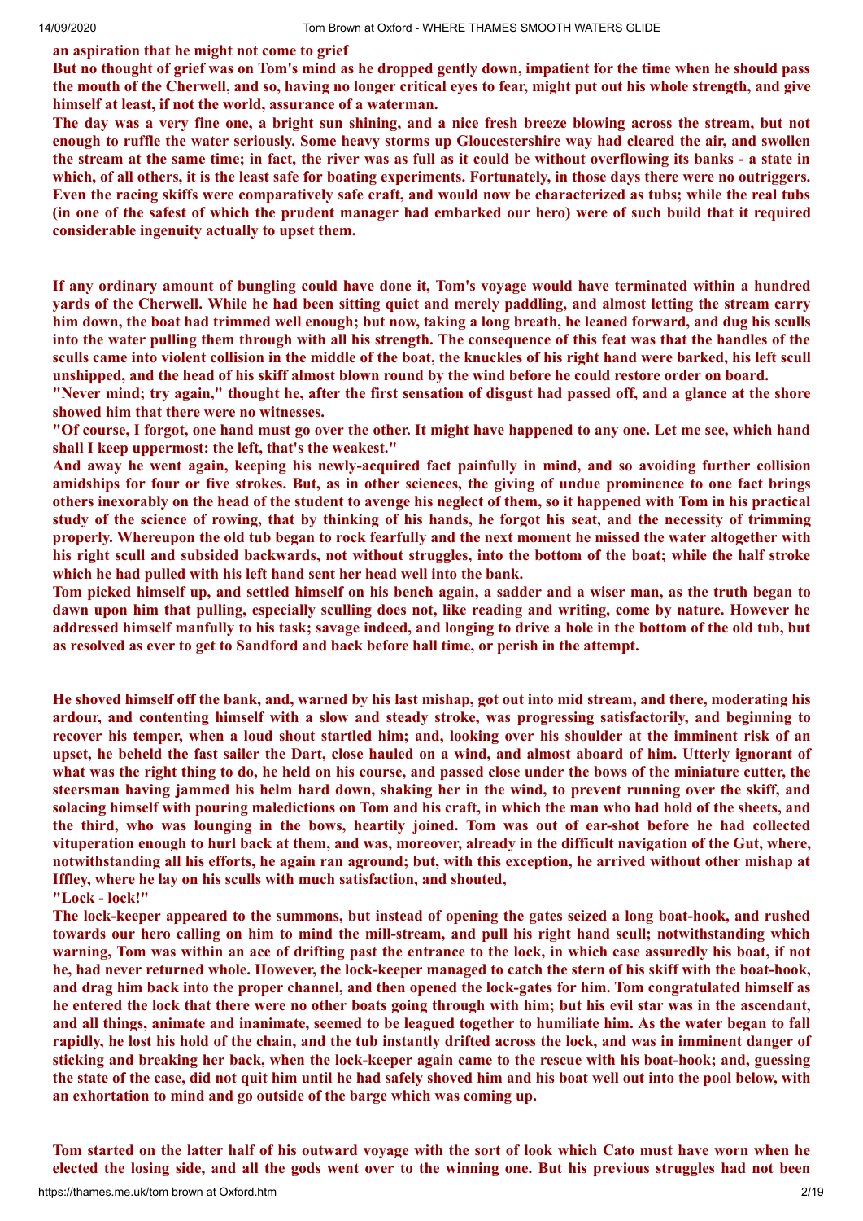**an aspiration that he might not come to grief**

**But no thought of grief was on Tom's mind as he dropped gently down, impatient for the time when he should pass the mouth of the Cherwell, and so, having no longer critical eyes to fear, might put out his whole strength, and give himself at least, if not the world, assurance of a waterman.**

**The day was a very fine one, a bright sun shining, and a nice fresh breeze blowing across the stream, but not enough to ruffle the water seriously. Some heavy storms up Gloucestershire way had cleared the air, and swollen the stream at the same time; in fact, the river was as full as it could be without overflowing its banks - a state in which, of all others, it is the least safe for boating experiments. Fortunately, in those days there were no outriggers. Even the racing skiffs were comparatively safe craft, and would now be characterized as tubs; while the real tubs (in one of the safest of which the prudent manager had embarked our hero) were of such build that it required considerable ingenuity actually to upset them.**

**If any ordinary amount of bungling could have done it, Tom's voyage would have terminated within a hundred yards of the Cherwell. While he had been sitting quiet and merely paddling, and almost letting the stream carry him down, the boat had trimmed well enough; but now, taking a long breath, he leaned forward, and dug his sculls into the water pulling them through with all his strength. The consequence of this feat was that the handles of the sculls came into violent collision in the middle of the boat, the knuckles of his right hand were barked, his left scull unshipped, and the head of his skiff almost blown round by the wind before he could restore order on board.**

**"Never mind; try again," thought he, after the first sensation of disgust had passed off, and a glance at the shore showed him that there were no witnesses.**

**"Of course, I forgot, one hand must go over the other. It might have happened to any one. Let me see, which hand shall I keep uppermost: the left, that's the weakest."**

**And away he went again, keeping his newly-acquired fact painfully in mind, and so avoiding further collision amidships for four or five strokes. But, as in other sciences, the giving of undue prominence to one fact brings others inexorably on the head of the student to avenge his neglect of them, so it happened with Tom in his practical study of the science of rowing, that by thinking of his hands, he forgot his seat, and the necessity of trimming properly. Whereupon the old tub began to rock fearfully and the next moment he missed the water altogether with his right scull and subsided backwards, not without struggles, into the bottom of the boat; while the half stroke which he had pulled with his left hand sent her head well into the bank.**

**Tom picked himself up, and settled himself on his bench again, a sadder and a wiser man, as the truth began to dawn upon him that pulling, especially sculling does not, like reading and writing, come by nature. However he addressed himself manfully to his task; savage indeed, and longing to drive a hole in the bottom of the old tub, but as resolved as ever to get to Sandford and back before hall time, or perish in the attempt.**

**He shoved himself off the bank, and, warned by his last mishap, got out into mid stream, and there, moderating his ardour, and contenting himself with a slow and steady stroke, was progressing satisfactorily, and beginning to recover his temper, when a loud shout startled him; and, looking over his shoulder at the imminent risk of an upset, he beheld the fast sailer the Dart, close hauled on a wind, and almost aboard of him. Utterly ignorant of what was the right thing to do, he held on his course, and passed close under the bows of the miniature cutter, the steersman having jammed his helm hard down, shaking her in the wind, to prevent running over the skiff, and solacing himself with pouring maledictions on Tom and his craft, in which the man who had hold of the sheets, and the third, who was lounging in the bows, heartily joined. Tom was out of ear-shot before he had collected vituperation enough to hurl back at them, and was, moreover, already in the difficult navigation of the Gut, where, notwithstanding all his efforts, he again ran aground; but, with this exception, he arrived without other mishap at Iffley, where he lay on his sculls with much satisfaction, and shouted,**

**"Lock - lock!"**

**The lock-keeper appeared to the summons, but instead of opening the gates seized a long boat-hook, and rushed towards our hero calling on him to mind the mill-stream, and pull his right hand scull; notwithstanding which warning, Tom was within an ace of drifting past the entrance to the lock, in which case assuredly his boat, if not he, had never returned whole. However, the lock-keeper managed to catch the stern of his skiff with the boat-hook, and drag him back into the proper channel, and then opened the lock-gates for him. Tom congratulated himself as he entered the lock that there were no other boats going through with him; but his evil star was in the ascendant, and all things, animate and inanimate, seemed to be leagued together to humiliate him. As the water began to fall rapidly, he lost his hold of the chain, and the tub instantly drifted across the lock, and was in imminent danger of sticking and breaking her back, when the lock-keeper again came to the rescue with his boat-hook; and, guessing the state of the case, did not quit him until he had safely shoved him and his boat well out into the pool below, with an exhortation to mind and go outside of the barge which was coming up.**

**Tom started on the latter half of his outward voyage with the sort of look which Cato must have worn when he elected the losing side, and all the gods went over to the winning one. But his previous struggles had not been**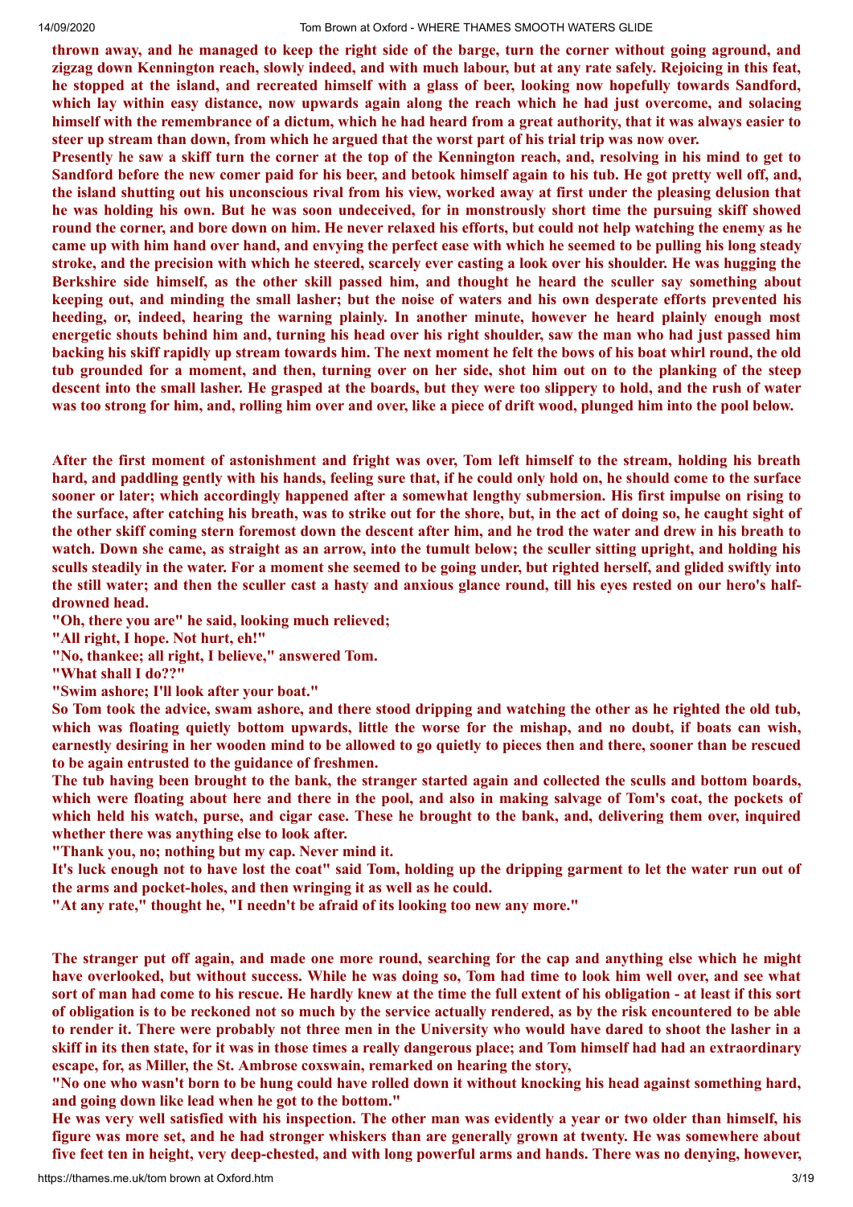thrown away, and he managed to keep the right side of the barge, turn the corner without going aground, and zigzag down Kennington reach, slowly indeed, and with much labour, but at any rate safely. Rejoicing in this feat, he stopped at the island, and recreated himself with a glass of beer, looking now hopefully towards Sandford, which lay within easy distance, now upwards again along the reach which he had just overcome, and solacing himself with the remembrance of a dictum, which he had heard from a great authority, that it was always easier to steer up stream than down, from which he argued that the worst part of his trial trip was now over.

Presently he saw a skiff turn the corner at the top of the Kennington reach, and, resolving in his mind to get to Sandford before the new comer paid for his beer, and betook himself again to his tub. He got pretty well off, and, the island shutting out his unconscious rival from his view, worked away at first under the pleasing delusion that he was holding his own. But he was soon undeceived, for in monstrously short time the pursuing skiff showed round the corner, and bore down on him. He never relaxed his efforts, but could not help watching the enemy as he came up with him hand over hand, and envying the perfect ease with which he seemed to be pulling his long steady stroke, and the precision with which he steered, scarcely ever casting a look over his shoulder. He was hugging the Berkshire side himself, as the other skill passed him, and thought he heard the sculler say something about keeping out, and minding the small lasher; but the noise of waters and his own desperate efforts prevented his heeding, or, indeed, hearing the warning plainly. In another minute, however he heard plainly enough most energetic shouts behind him and, turning his head over his right shoulder, saw the man who had just passed him backing his skiff rapidly up stream towards him. The next moment he felt the bows of his boat whirl round, the old tub grounded for a moment, and then, turning over on her side, shot him out on to the planking of the steep descent into the small lasher. He grasped at the boards, but they were too slippery to hold, and the rush of water was too strong for him, and, rolling him over and over, like a piece of drift wood, plunged him into the pool below.

After the first moment of astonishment and fright was over, Tom left himself to the stream, holding his breath hard, and paddling gently with his hands, feeling sure that, if he could only hold on, he should come to the surface sooner or later; which accordingly happened after a somewhat lengthy submersion. His first impulse on rising to the surface, after catching his breath, was to strike out for the shore, but, in the act of doing so, he caught sight of the other skiff coming stern foremost down the descent after him, and he trod the water and drew in his breath to watch. Down she came, as straight as an arrow, into the tumult below; the sculler sitting upright, and holding his sculls steadily in the water. For a moment she seemed to be going under, but righted herself, and glided swiftly into the still water; and then the sculler cast a hasty and anxious glance round, till his eyes rested on our hero's half-drowned head.

"Oh, there you are" he said, looking much relieved;

"All right, I hope. Not hurt, eh!"

"No, thankee; all right, I believe," answered Tom.

"What shall I do??"

"Swim ashore; I'll look after your boat."

So Tom took the advice, swam ashore, and there stood dripping and watching the other as he righted the old tub, which was floating quietly bottom upwards, little the worse for the mishap, and no doubt, if boats can wish, earnestly desiring in her wooden mind to be allowed to go quietly to pieces then and there, sooner than be rescued to be again entrusted to the guidance of freshmen.

The tub having been brought to the bank, the stranger started again and collected the sculls and bottom boards, which were floating about here and there in the pool, and also in making salvage of Tom's coat, the pockets of which held his watch, purse, and cigar case. These he brought to the bank, and, delivering them over, inquired whether there was anything else to look after.

"Thank you, no; nothing but my cap. Never mind it.

It's luck enough not to have lost the coat" said Tom, holding up the dripping garment to let the water run out of the arms and pocket-holes, and then wringing it as well as he could.

"At any rate," thought he, "I needn't be afraid of its looking too new any more."

The stranger put off again, and made one more round, searching for the cap and anything else which he might have overlooked, but without success. While he was doing so, Tom had time to look him well over, and see what sort of man had come to his rescue. He hardly knew at the time the full extent of his obligation - at least if this sort of obligation is to be reckoned not so much by the service actually rendered, as by the risk encountered to be able to render it. There were probably not three men in the University who would have dared to shoot the lasher in a skiff in its then state, for it was in those times a really dangerous place; and Tom himself had had an extraordinary escape, for, as Miller, the St. Ambrose coxswain, remarked on hearing the story,

"No one who wasn't born to be hung could have rolled down it without knocking his head against something hard, and going down like lead when he got to the bottom."

He was very well satisfied with his inspection. The other man was evidently a year or two older than himself, his figure was more set, and he had stronger whiskers than are generally grown at twenty. He was somewhere about five feet ten in height, very deep-chested, and with long powerful arms and hands. There was no denying, however,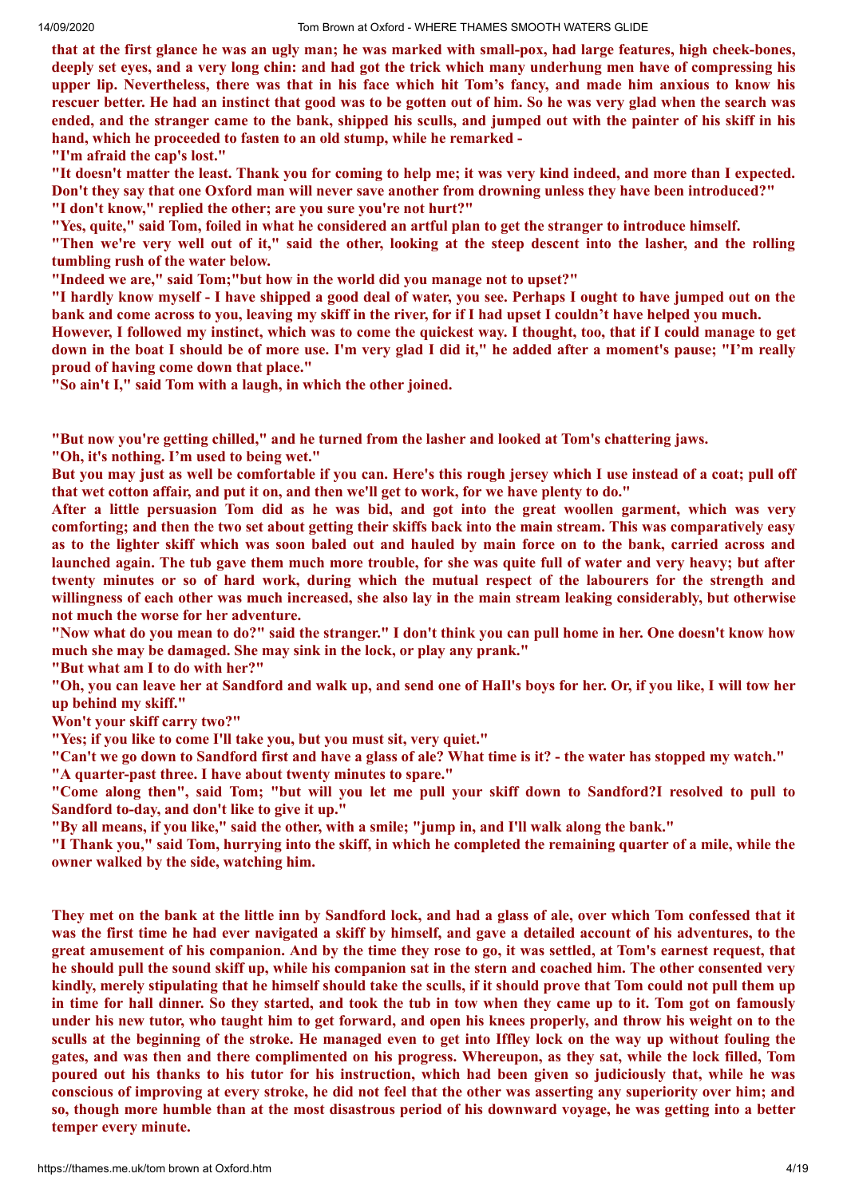**that at the first glance he was an ugly man; he was marked with small-pox, had large features, high cheek-bones, deeply set eyes, and a very long chin: and had got the trick which many underhung men have of compressing his upper lip. Nevertheless, there was that in his face which hit Tom's fancy, and made him anxious to know his rescuer better. He had an instinct that good was to be gotten out of him. So he was very glad when the search was ended, and the stranger came to the bank, shipped his sculls, and jumped out with the painter of his skiff in his hand, which he proceeded to fasten to an old stump, while he remarked -**

**"I'm afraid the cap's lost."**

**"It doesn't matter the least. Thank you for coming to help me; it was very kind indeed, and more than I expected. Don't they say that one Oxford man will never save another from drowning unless they have been introduced?"**

**"I don't know," replied the other; are you sure you're not hurt?"**

**"Yes, quite," said Tom, foiled in what he considered an artful plan to get the stranger to introduce himself.**

**"Then we're very well out of it," said the other, looking at the steep descent into the lasher, and the rolling tumbling rush of the water below.**

**"Indeed we are," said Tom;"but how in the world did you manage not to upset?"**

**"I hardly know myself - I have shipped a good deal of water, you see. Perhaps I ought to have jumped out on the bank and come across to you, leaving my skiff in the river, for if I had upset I couldn't have helped you much.**

**However, I followed my instinct, which was to come the quickest way. I thought, too, that if I could manage to get down in the boat I should be of more use. I'm very glad I did it," he added after a moment's pause; "I'm really proud of having come down that place."**

**"So ain't I," said Tom with a laugh, in which the other joined.**

**"But now you're getting chilled," and he turned from the lasher and looked at Tom's chattering jaws.**

**"Oh, it's nothing. I'm used to being wet."**

**But you may just as well be comfortable if you can. Here's this rough jersey which I use instead of a coat; pull off that wet cotton affair, and put it on, and then we'll get to work, for we have plenty to do."**

**After a little persuasion Tom did as he was bid, and got into the great woollen garment, which was very comforting; and then the two set about getting their skiffs back into the main stream. This was comparatively easy as to the lighter skiff which was soon baled out and hauled by main force on to the bank, carried across and launched again. The tub gave them much more trouble, for she was quite full of water and very heavy; but after twenty minutes or so of hard work, during which the mutual respect of the labourers for the strength and willingness of each other was much increased, she also lay in the main stream leaking considerably, but otherwise not much the worse for her adventure.**

**"Now what do you mean to do?" said the stranger." I don't think you can pull home in her. One doesn't know how much she may be damaged. She may sink in the lock, or play any prank."**

**"But what am I to do with her?"**

**"Oh, you can leave her at Sandford and walk up, and send one of Hall's boys for her. Or, if you like, I will tow her up behind my skiff."**

**Won't your skiff carry two?"**

**"Yes; if you like to come I'll take you, but you must sit, very quiet."**

**"Can't we go down to Sandford first and have a glass of ale? What time is it? - the water has stopped my watch."**

**"A quarter-past three. I have about twenty minutes to spare."**

**"Come along then", said Tom; "but will you let me pull your skiff down to Sandford?I resolved to pull to Sandford to-day, and don't like to give it up."**

**"By all means, if you like," said the other, with a smile; "jump in, and I'll walk along the bank."**

**"I Thank you," said Tom, hurrying into the skiff, in which he completed the remaining quarter of a mile, while the owner walked by the side, watching him.**

**They met on the bank at the little inn by Sandford lock, and had a glass of ale, over which Tom confessed that it was the first time he had ever navigated a skiff by himself, and gave a detailed account of his adventures, to the great amusement of his companion. And by the time they rose to go, it was settled, at Tom's earnest request, that he should pull the sound skiff up, while his companion sat in the stern and coached him. The other consented very kindly, merely stipulating that he himself should take the sculls, if it should prove that Tom could not pull them up in time for hall dinner. So they started, and took the tub in tow when they came up to it. Tom got on famously under his new tutor, who taught him to get forward, and open his knees properly, and throw his weight on to the sculls at the beginning of the stroke. He managed even to get into Iffley lock on the way up without fouling the gates, and was then and there complimented on his progress. Whereupon, as they sat, while the lock filled, Tom poured out his thanks to his tutor for his instruction, which had been given so judiciously that, while he was conscious of improving at every stroke, he did not feel that the other was asserting any superiority over him; and so, though more humble than at the most disastrous period of his downward voyage, he was getting into a better temper every minute.**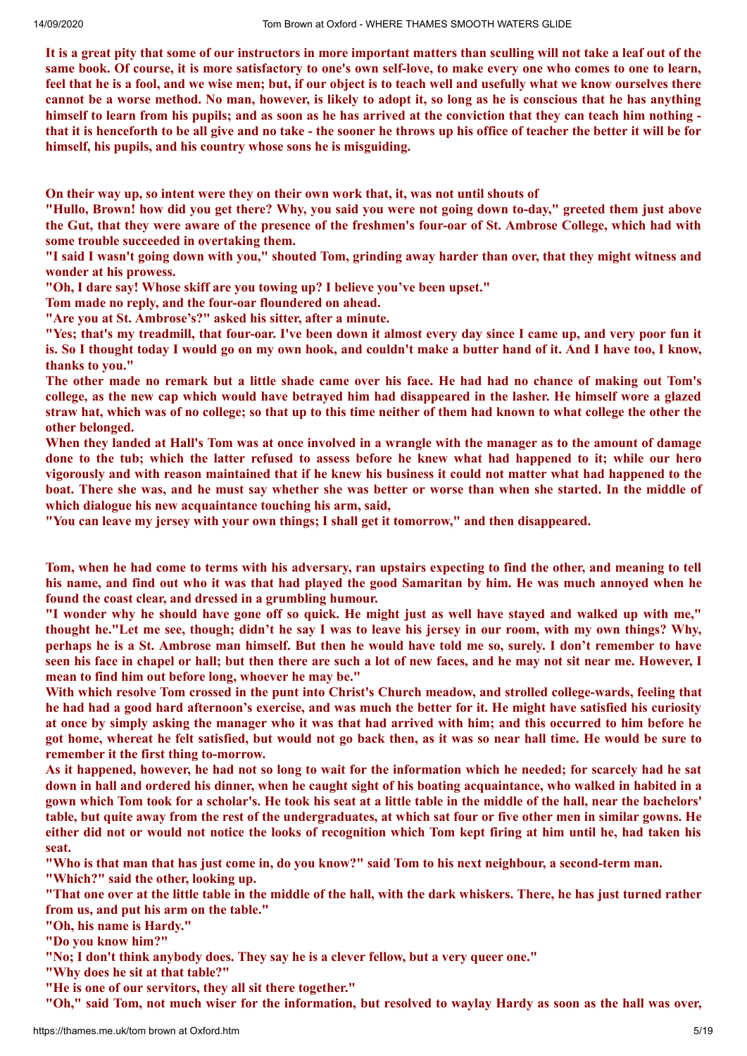It is a great pity that some of our instructors in more important matters than sculling will not take a leaf out of the same book. Of course, it is more satisfactory to one's own self-love, to make every one who comes to one to learn, feel that he is a fool, and we wise men; but, if our object is to teach well and usefully what we know ourselves there cannot be a worse method. No man, however, is likely to adopt it, so long as he is conscious that he has anything himself to learn from his pupils; and as soon as he has arrived at the conviction that they can teach him nothing - that it is henceforth to be all give and no take - the sooner he throws up his office of teacher the better it will be for himself, his pupils, and his country whose sons he is misguiding.

On their way up, so intent were they on their own work that, it, was not until shouts of

"Hullo, Brown! how did you get there? Why, you said you were not going down to-day," greeted them just above the Gut, that they were aware of the presence of the freshmen's four-oar of St. Ambrose College, which had with some trouble succeeded in overtaking them.

"I said I wasn't going down with you," shouted Tom, grinding away harder than over, that they might witness and wonder at his prowess.

"Oh, I dare say! Whose skiff are you towing up? I believe you've been upset."

Tom made no reply, and the four-oar floundered on ahead.

"Are you at St. Ambrose's?" asked his sitter, after a minute.

"Yes; that's my treadmill, that four-oar. I've been down it almost every day since I came up, and very poor fun it is. So I thought today I would go on my own hook, and couldn't make a butter hand of it. And I have too, I know, thanks to you."

The other made no remark but a little shade came over his face. He had had no chance of making out Tom's college, as the new cap which would have betrayed him had disappeared in the lasher. He himself wore a glazed straw hat, which was of no college; so that up to this time neither of them had known to what college the other the other belonged.

When they landed at Hall's Tom was at once involved in a wrangle with the manager as to the amount of damage done to the tub; which the latter refused to assess before he knew what had happened to it; while our hero vigorously and with reason maintained that if he knew his business it could not matter what had happened to the boat. There she was, and he must say whether she was better or worse than when she started. In the middle of which dialogue his new acquaintance touching his arm, said,

"You can leave my jersey with your own things; I shall get it tomorrow," and then disappeared.

Tom, when he had come to terms with his adversary, ran upstairs expecting to find the other, and meaning to tell his name, and find out who it was that had played the good Samaritan by him. He was much annoyed when he found the coast clear, and dressed in a grumbling humour.

"I wonder why he should have gone off so quick. He might just as well have stayed and walked up with me," thought he."Let me see, though; didn't he say I was to leave his jersey in our room, with my own things? Why, perhaps he is a St. Ambrose man himself. But then he would have told me so, surely. I don't remember to have seen his face in chapel or hall; but then there are such a lot of new faces, and he may not sit near me. However, I mean to find him out before long, whoever he may be."

With which resolve Tom crossed in the punt into Christ's Church meadow, and strolled college-wards, feeling that he had had a good hard afternoon's exercise, and was much the better for it. He might have satisfied his curiosity at once by simply asking the manager who it was that had arrived with him; and this occurred to him before he got home, whereat he felt satisfied, but would not go back then, as it was so near hall time. He would be sure to remember it the first thing to-morrow.

As it happened, however, he had not so long to wait for the information which he needed; for scarcely had he sat down in hall and ordered his dinner, when he caught sight of his boating acquaintance, who walked in habited in a gown which Tom took for a scholar's. He took his seat at a little table in the middle of the hall, near the bachelors' table, but quite away from the rest of the undergraduates, at which sat four or five other men in similar gowns. He either did not or would not notice the looks of recognition which Tom kept firing at him until he, had taken his seat.

"Who is that man that has just come in, do you know?" said Tom to his next neighbour, a second-term man.

"Which?" said the other, looking up.

"That one over at the little table in the middle of the hall, with the dark whiskers. There, he has just turned rather from us, and put his arm on the table."

"Oh, his name is Hardy."

"Do you know him?"

"No; I don't think anybody does. They say he is a clever fellow, but a very queer one."

"Why does he sit at that table?"

"He is one of our servitors, they all sit there together."

"Oh," said Tom, not much wiser for the information, but resolved to waylay Hardy as soon as the hall was over,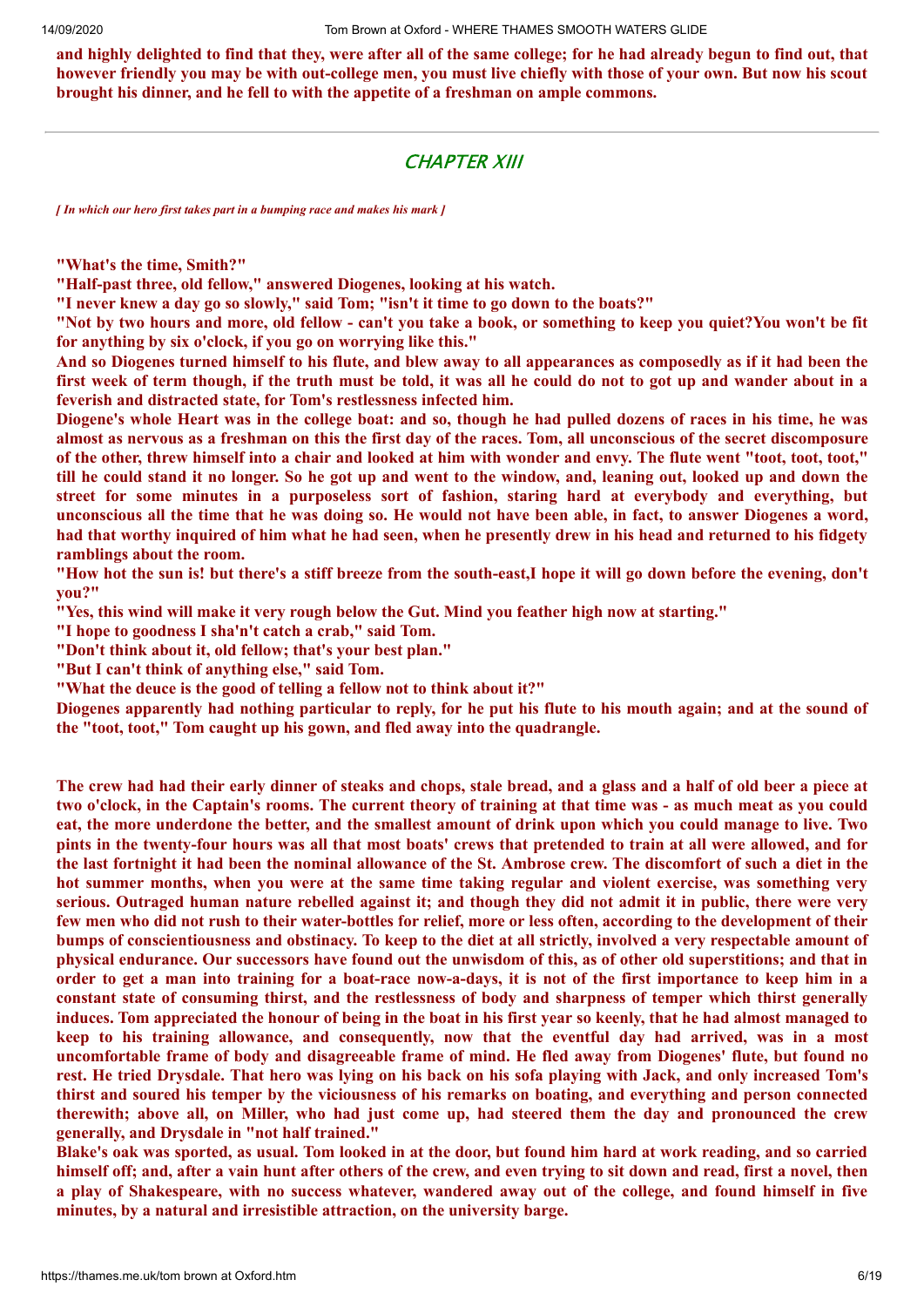**and highly delighted to find that they, were after all of the same college; for he had already begun to find out, that however friendly you may be with out-college men, you must live chiefly with those of your own. But now his scout brought his dinner, and he fell to with the appetite of a freshman on ample commons.**

---

## *CHAPTER XIII*

*[ In which our hero first takes part in a bumping race and makes his mark ]*

**"What's the time, Smith?"**

**"Half-past three, old fellow," answered Diogenes, looking at his watch.**

**"I never knew a day go so slowly," said Tom; "isn't it time to go down to the boats?"**

**"Not by two hours and more, old fellow - can't you take a book, or something to keep you quiet?You won't be fit for anything by six o'clock, if you go on worrying like this."**

**And so Diogenes turned himself to his flute, and blew away to all appearances as composedly as if it had been the first week of term though, if the truth must be told, it was all he could do not to got up and wander about in a feverish and distracted state, for Tom's restlessness infected him.**

**Diogene's whole Heart was in the college boat: and so, though he had pulled dozens of races in his time, he was almost as nervous as a freshman on this the first day of the races. Tom, all unconscious of the secret discomposure of the other, threw himself into a chair and looked at him with wonder and envy. The flute went "toot, toot, toot," till he could stand it no longer. So he got up and went to the window, and, leaning out, looked up and down the street for some minutes in a purposeless sort of fashion, staring hard at everybody and everything, but unconscious all the time that he was doing so. He would not have been able, in fact, to answer Diogenes a word, had that worthy inquired of him what he had seen, when he presently drew in his head and returned to his fidgety ramblings about the room.**

**"How hot the sun is! but there's a stiff breeze from the south-east,I hope it will go down before the evening, don't you?"**

**"Yes, this wind will make it very rough below the Gut. Mind you feather high now at starting."**

**"I hope to goodness I sha'n't catch a crab," said Tom.**

**"Don't think about it, old fellow; that's your best plan."**

**"But I can't think of anything else," said Tom.**

**"What the deuce is the good of telling a fellow not to think about it?"**

**Diogenes apparently had nothing particular to reply, for he put his flute to his mouth again; and at the sound of the "toot, toot," Tom caught up his gown, and fled away into the quadrangle.**

**The crew had had their early dinner of steaks and chops, stale bread, and a glass and a half of old beer a piece at two o'clock, in the Captain's rooms. The current theory of training at that time was - as much meat as you could eat, the more underdone the better, and the smallest amount of drink upon which you could manage to live. Two pints in the twenty-four hours was all that most boats' crews that pretended to train at all were allowed, and for the last fortnight it had been the nominal allowance of the St. Ambrose crew. The discomfort of such a diet in the hot summer months, when you were at the same time taking regular and violent exercise, was something very serious. Outraged human nature rebelled against it; and though they did not admit it in public, there were very few men who did not rush to their water-bottles for relief, more or less often, according to the development of their bumps of conscientiousness and obstinacy. To keep to the diet at all strictly, involved a very respectable amount of physical endurance. Our successors have found out the unwisdom of this, as of other old superstitions; and that in order to get a man into training for a boat-race now-a-days, it is not of the first importance to keep him in a constant state of consuming thirst, and the restlessness of body and sharpness of temper which thirst generally induces. Tom appreciated the honour of being in the boat in his first year so keenly, that he had almost managed to keep to his training allowance, and consequently, now that the eventful day had arrived, was in a most uncomfortable frame of body and disagreeable frame of mind. He fled away from Diogenes' flute, but found no rest. He tried Drysdale. That hero was lying on his back on his sofa playing with Jack, and only increased Tom's thirst and soured his temper by the viciousness of his remarks on boating, and everything and person connected therewith; above all, on Miller, who had just come up, had steered them the day and pronounced the crew generally, and Drysdale in "not half trained."**

**Blake's oak was sported, as usual. Tom looked in at the door, but found him hard at work reading, and so carried himself off; and, after a vain hunt after others of the crew, and even trying to sit down and read, first a novel, then a play of Shakespeare, with no success whatever, wandered away out of the college, and found himself in five minutes, by a natural and irresistible attraction, on the university barge.**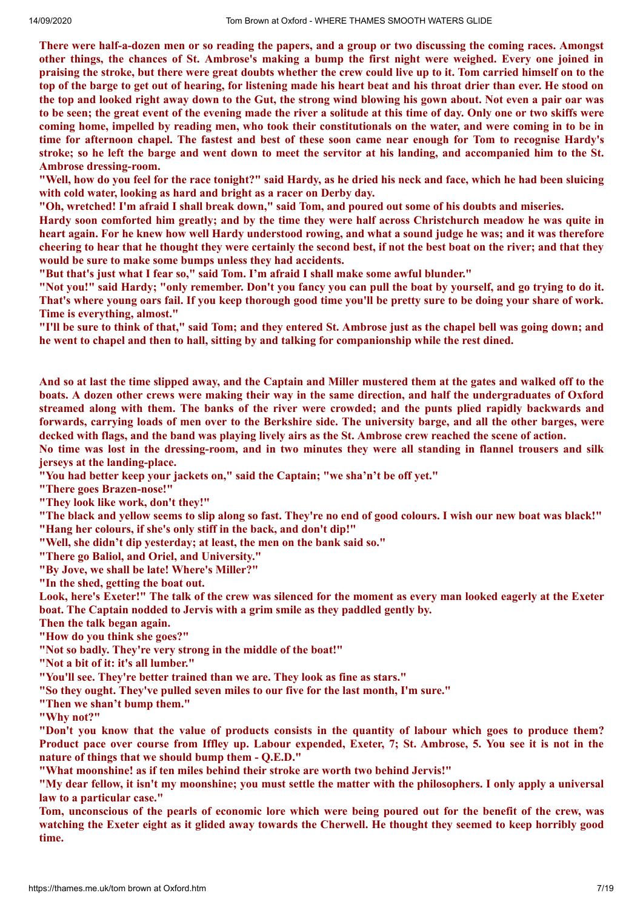There were half-a-dozen men or so reading the papers, and a group or two discussing the coming races. Amongst other things, the chances of St. Ambrose's making a bump the first night were weighed. Every one joined in praising the stroke, but there were great doubts whether the crew could live up to it. Tom carried himself on to the top of the barge to get out of hearing, for listening made his heart beat and his throat drier than ever. He stood on the top and looked right away down to the Gut, the strong wind blowing his gown about. Not even a pair oar was to be seen; the great event of the evening made the river a solitude at this time of day. Only one or two skiffs were coming home, impelled by reading men, who took their constitutionals on the water, and were coming in to be in time for afternoon chapel. The fastest and best of these soon came near enough for Tom to recognise Hardy's stroke; so he left the barge and went down to meet the servitor at his landing, and accompanied him to the St. Ambrose dressing-room.

"Well, how do you feel for the race tonight?" said Hardy, as he dried his neck and face, which he had been sluicing with cold water, looking as hard and bright as a racer on Derby day.

"Oh, wretched! I'm afraid I shall break down," said Tom, and poured out some of his doubts and miseries.

Hardy soon comforted him greatly; and by the time they were half across Christchurch meadow he was quite in heart again. For he knew how well Hardy understood rowing, and what a sound judge he was; and it was therefore cheering to hear that he thought they were certainly the second best, if not the best boat on the river; and that they would be sure to make some bumps unless they had accidents.

"But that's just what I fear so," said Tom. I'm afraid I shall make some awful blunder."

"Not you!" said Hardy; "only remember. Don't you fancy you can pull the boat by yourself, and go trying to do it. That's where young oars fail. If you keep thorough good time you'll be pretty sure to be doing your share of work. Time is everything, almost."

"I'll be sure to think of that," said Tom; and they entered St. Ambrose just as the chapel bell was going down; and he went to chapel and then to hall, sitting by and talking for companionship while the rest dined.

And so at last the time slipped away, and the Captain and Miller mustered them at the gates and walked off to the boats. A dozen other crews were making their way in the same direction, and half the undergraduates of Oxford streamed along with them. The banks of the river were crowded; and the punts plied rapidly backwards and forwards, carrying loads of men over to the Berkshire side. The university barge, and all the other barges, were decked with flags, and the band was playing lively airs as the St. Ambrose crew reached the scene of action.

No time was lost in the dressing-room, and in two minutes they were all standing in flannel trousers and silk jerseys at the landing-place.

"You had better keep your jackets on," said the Captain; "we sha'n't be off yet."

"There goes Brazen-nose!"

"They look like work, don't they!"

"The black and yellow seems to slip along so fast. They're no end of good colours. I wish our new boat was black!"

"Hang her colours, if she's only stiff in the back, and don't dip!"

"Well, she didn't dip yesterday; at least, the men on the bank said so."

"There go Baliol, and Oriel, and University."

"By Jove, we shall be late! Where's Miller?"

"In the shed, getting the boat out.

Look, here's Exeter!" The talk of the crew was silenced for the moment as every man looked eagerly at the Exeter boat. The Captain nodded to Jervis with a grim smile as they paddled gently by.

Then the talk began again.

"How do you think she goes?"

"Not so badly. They're very strong in the middle of the boat!"

"Not a bit of it: it's all lumber."

"You'll see. They're better trained than we are. They look as fine as stars."

"So they ought. They've pulled seven miles to our five for the last month, I'm sure."

"Then we shan't bump them."

"Why not?"

"Don't you know that the value of products consists in the quantity of labour which goes to produce them? Product pace over course from Iffley up. Labour expended, Exeter, 7; St. Ambrose, 5. You see it is not in the nature of things that we should bump them - Q.E.D."

"What moonshine! as if ten miles behind their stroke are worth two behind Jervis!"

"My dear fellow, it isn't my moonshine; you must settle the matter with the philosophers. I only apply a universal law to a particular case."

Tom, unconscious of the pearls of economic lore which were being poured out for the benefit of the crew, was watching the Exeter eight as it glided away towards the Cherwell. He thought they seemed to keep horribly good time.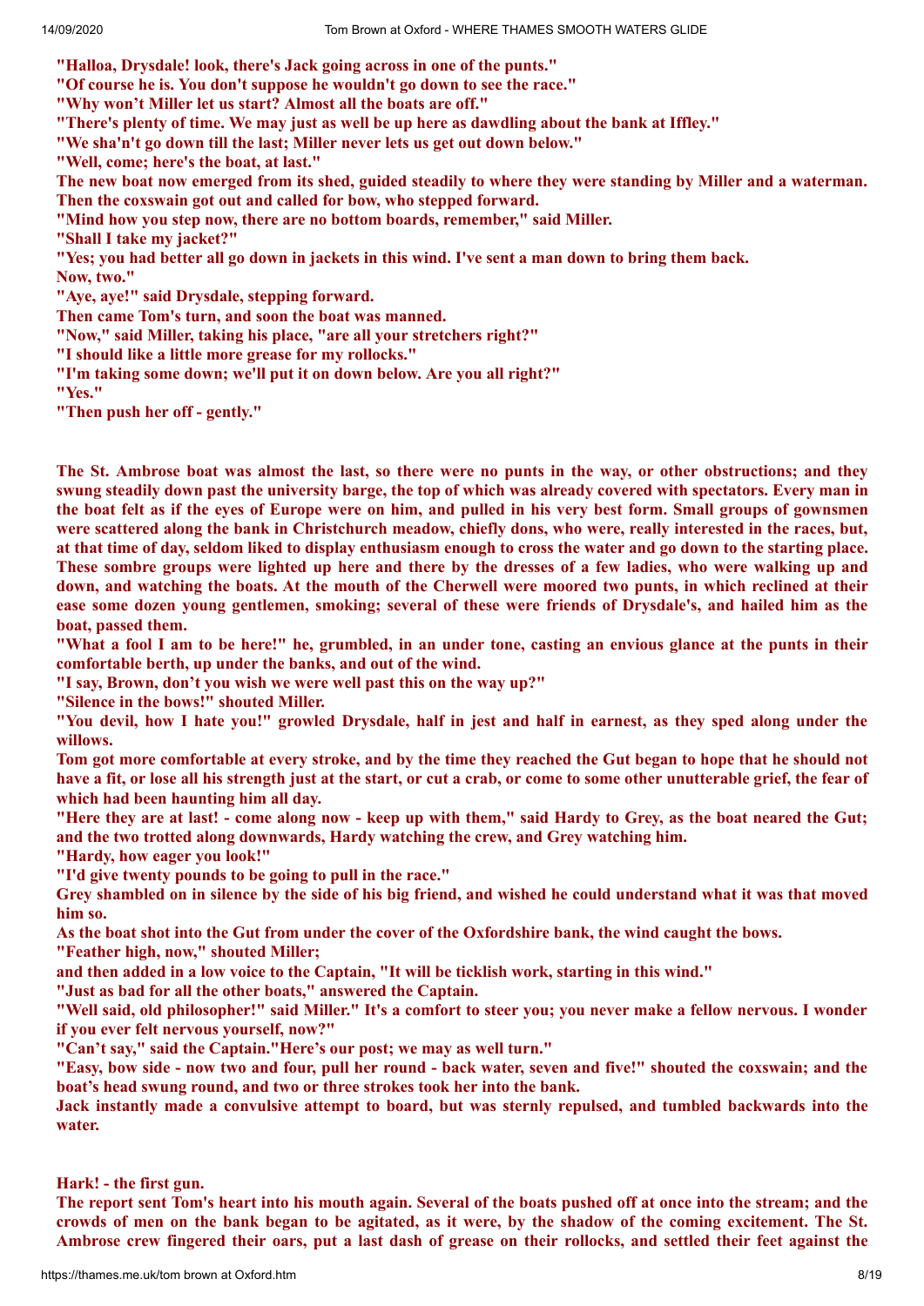"Halloa, Drysdale! look, there's Jack going across in one of the punts."

"Of course he is. You don't suppose he wouldn't go down to see the race."

"Why won't Miller let us start? Almost all the boats are off."

"There's plenty of time. We may just as well be up here as dawdling about the bank at Iffley."

"We sha'n't go down till the last; Miller never lets us get out down below."

"Well, come; here's the boat, at last."

The new boat now emerged from its shed, guided steadily to where they were standing by Miller and a waterman. Then the coxswain got out and called for bow, who stepped forward.

"Mind how you step now, there are no bottom boards, remember," said Miller.

"Shall I take my jacket?"

"Yes; you had better all go down in jackets in this wind. I've sent a man down to bring them back.
Now, two."

"Aye, aye!" said Drysdale, stepping forward.

Then came Tom's turn, and soon the boat was manned.

"Now," said Miller, taking his place, "are all your stretchers right?"

"I should like a little more grease for my rollocks."

"I'm taking some down; we'll put it on down below. Are you all right?"

"Yes."

"Then push her off - gently."

The St. Ambrose boat was almost the last, so there were no punts in the way, or other obstructions; and they swung steadily down past the university barge, the top of which was already covered with spectators. Every man in the boat felt as if the eyes of Europe were on him, and pulled in his very best form. Small groups of gownsmen were scattered along the bank in Christchurch meadow, chiefly dons, who were, really interested in the races, but, at that time of day, seldom liked to display enthusiasm enough to cross the water and go down to the starting place. These sombre groups were lighted up here and there by the dresses of a few ladies, who were walking up and down, and watching the boats. At the mouth of the Cherwell were moored two punts, in which reclined at their ease some dozen young gentlemen, smoking; several of these were friends of Drysdale's, and hailed him as the boat, passed them.

"What a fool I am to be here!" he, grumbled, in an under tone, casting an envious glance at the punts in their comfortable berth, up under the banks, and out of the wind.

"I say, Brown, don't you wish we were well past this on the way up?"

"Silence in the bows!" shouted Miller.

"You devil, how I hate you!" growled Drysdale, half in jest and half in earnest, as they sped along under the willows.

Tom got more comfortable at every stroke, and by the time they reached the Gut began to hope that he should not have a fit, or lose all his strength just at the start, or cut a crab, or come to some other unutterable grief, the fear of which had been haunting him all day.

"Here they are at last! - come along now - keep up with them," said Hardy to Grey, as the boat neared the Gut; and the two trotted along downwards, Hardy watching the crew, and Grey watching him.

"Hardy, how eager you look!"

"I'd give twenty pounds to be going to pull in the race."

Grey shambled on in silence by the side of his big friend, and wished he could understand what it was that moved him so.

As the boat shot into the Gut from under the cover of the Oxfordshire bank, the wind caught the bows.

"Feather high, now," shouted Miller;

and then added in a low voice to the Captain, "It will be ticklish work, starting in this wind."

"Just as bad for all the other boats," answered the Captain.

"Well said, old philosopher!" said Miller." It's a comfort to steer you; you never make a fellow nervous. I wonder if you ever felt nervous yourself, now?"

"Can't say," said the Captain."Here's our post; we may as well turn."

"Easy, bow side - now two and four, pull her round - back water, seven and five!" shouted the coxswain; and the boat's head swung round, and two or three strokes took her into the bank.

Jack instantly made a convulsive attempt to board, but was sternly repulsed, and tumbled backwards into the water.

Hark! - the first gun.

The report sent Tom's heart into his mouth again. Several of the boats pushed off at once into the stream; and the crowds of men on the bank began to be agitated, as it were, by the shadow of the coming excitement. The St. Ambrose crew fingered their oars, put a last dash of grease on their rollocks, and settled their feet against the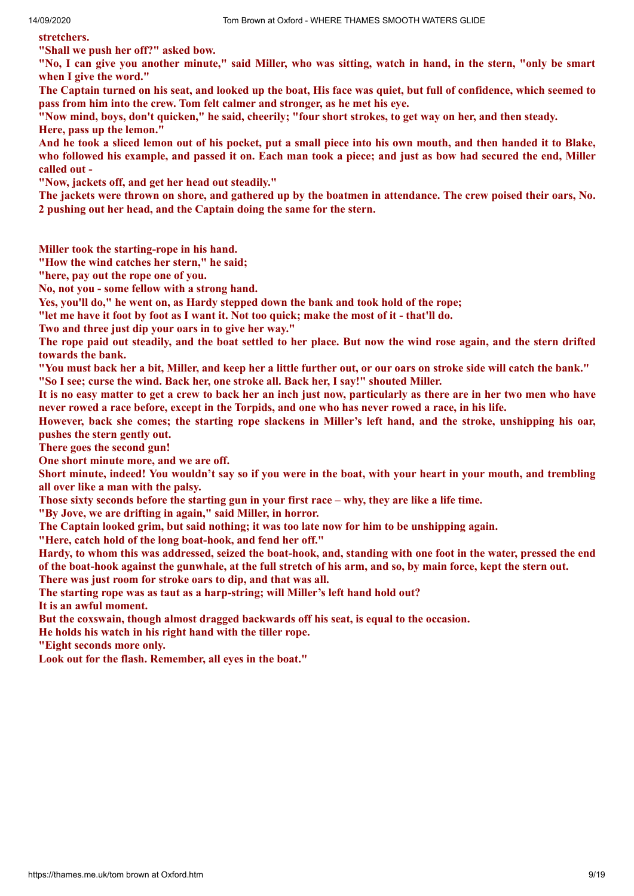**stretchers.**

**"Shall we push her off?" asked bow.**

**"No, I can give you another minute," said Miller, who was sitting, watch in hand, in the stern, "only be smart when I give the word."**

**The Captain turned on his seat, and looked up the boat, His face was quiet, but full of confidence, which seemed to pass from him into the crew. Tom felt calmer and stronger, as he met his eye.**

**"Now mind, boys, don't quicken," he said, cheerily; "four short strokes, to get way on her, and then steady.**
**Here, pass up the lemon."**

**And he took a sliced lemon out of his pocket, put a small piece into his own mouth, and then handed it to Blake, who followed his example, and passed it on. Each man took a piece; and just as bow had secured the end, Miller called out -**

**"Now, jackets off, and get her head out steadily."**

**The jackets were thrown on shore, and gathered up by the boatmen in attendance. The crew poised their oars, No. 2 pushing out her head, and the Captain doing the same for the stern.**

**Miller took the starting-rope in his hand.**

**"How the wind catches her stern," he said;**

**"here, pay out the rope one of you.**

**No, not you - some fellow with a strong hand.**

**Yes, you'll do," he went on, as Hardy stepped down the bank and took hold of the rope;**

**"let me have it foot by foot as I want it. Not too quick; make the most of it - that'll do.**

**Two and three just dip your oars in to give her way."**

**The rope paid out steadily, and the boat settled to her place. But now the wind rose again, and the stern drifted towards the bank.**

**"You must back her a bit, Miller, and keep her a little further out, or our oars on stroke side will catch the bank."**

**"So I see; curse the wind. Back her, one stroke all. Back her, I say!" shouted Miller.**

**It is no easy matter to get a crew to back her an inch just now, particularly as there are in her two men who have never rowed a race before, except in the Torpids, and one who has never rowed a race, in his life.**

**However, back she comes; the starting rope slackens in Miller's left hand, and the stroke, unshipping his oar, pushes the stern gently out.**

**There goes the second gun!**

**One short minute more, and we are off.**

**Short minute, indeed! You wouldn't say so if you were in the boat, with your heart in your mouth, and trembling all over like a man with the palsy.**

**Those sixty seconds before the starting gun in your first race – why, they are like a life time.**

**"By Jove, we are drifting in again," said Miller, in horror.**

**The Captain looked grim, but said nothing; it was too late now for him to be unshipping again.**

**"Here, catch hold of the long boat-hook, and fend her off."**

**Hardy, to whom this was addressed, seized the boat-hook, and, standing with one foot in the water, pressed the end of the boat-hook against the gunwhale, at the full stretch of his arm, and so, by main force, kept the stern out.**

**There was just room for stroke oars to dip, and that was all.**

**The starting rope was as taut as a harp-string; will Miller's left hand hold out?**

**It is an awful moment.**

**But the coxswain, though almost dragged backwards off his seat, is equal to the occasion.**

**He holds his watch in his right hand with the tiller rope.**

**"Eight seconds more only.**

**Look out for the flash. Remember, all eyes in the boat."**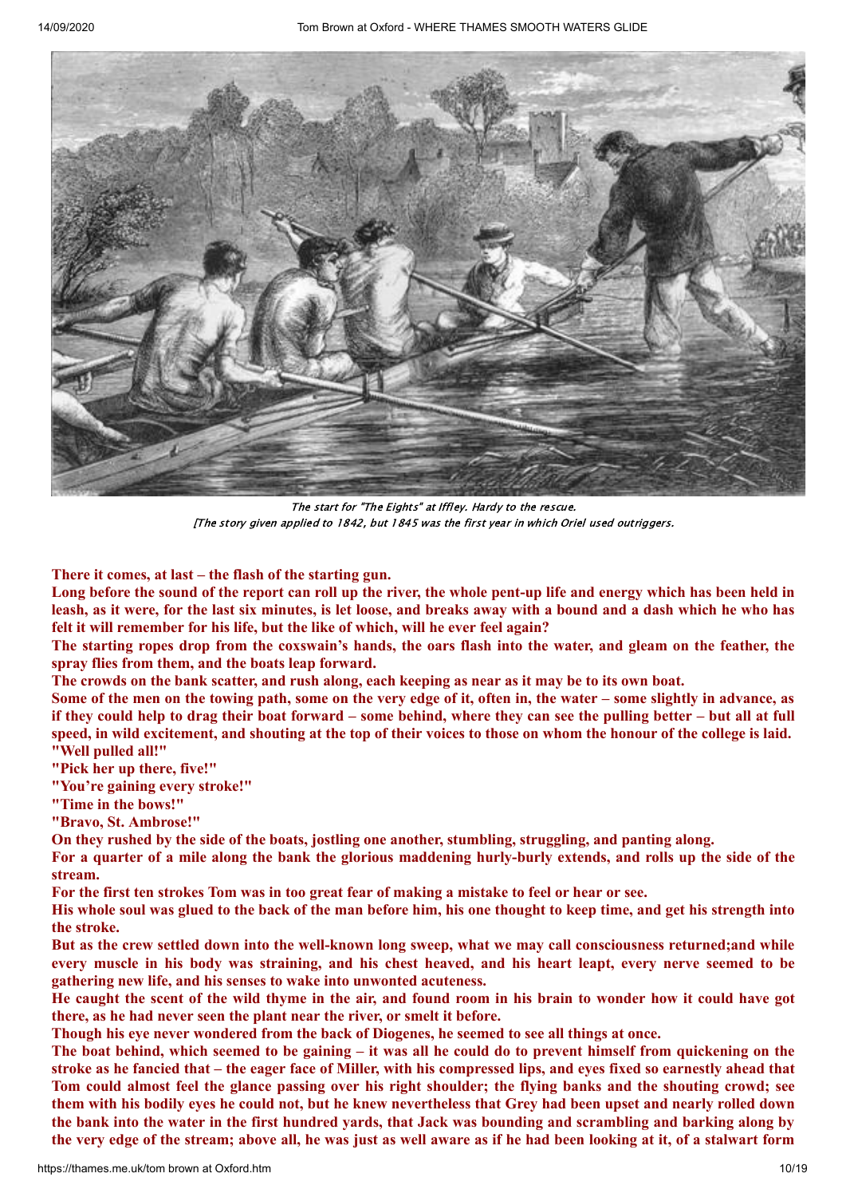*The start for "The Eights" at Iffley. Hardy to the rescue.*
*[The story given applied to 1842, but 1845 was the first year in which Oriel used outriggers.*

**There it comes, at last – the flash of the starting gun.**

**Long before the sound of the report can roll up the river, the whole pent-up life and energy which has been held in leash, as it were, for the last six minutes, is let loose, and breaks away with a bound and a dash which he who has felt it will remember for his life, but the like of which, will he ever feel again?**

**The starting ropes drop from the coxswain's hands, the oars flash into the water, and gleam on the feather, the spray flies from them, and the boats leap forward.**

**The crowds on the bank scatter, and rush along, each keeping as near as it may be to its own boat.**

**Some of the men on the towing path, some on the very edge of it, often in, the water – some slightly in advance, as if they could help to drag their boat forward – some behind, where they can see the pulling better – but all at full speed, in wild excitement, and shouting at the top of their voices to those on whom the honour of the college is laid.**

**"Well pulled all!"**

**"Pick her up there, five!"**

**"You're gaining every stroke!"**

**"Time in the bows!"**

**"Bravo, St. Ambrose!"**

**On they rushed by the side of the boats, jostling one another, stumbling, struggling, and panting along.**

**For a quarter of a mile along the bank the glorious maddening hurly-burly extends, and rolls up the side of the stream.**

**For the first ten strokes Tom was in too great fear of making a mistake to feel or hear or see.**

**His whole soul was glued to the back of the man before him, his one thought to keep time, and get his strength into the stroke.**

**But as the crew settled down into the well-known long sweep, what we may call consciousness returned;and while every muscle in his body was straining, and his chest heaved, and his heart leapt, every nerve seemed to be gathering new life, and his senses to wake into unwonted acuteness.**

**He caught the scent of the wild thyme in the air, and found room in his brain to wonder how it could have got there, as he had never seen the plant near the river, or smelt it before.**

**Though his eye never wondered from the back of Diogenes, he seemed to see all things at once.**

**The boat behind, which seemed to be gaining – it was all he could do to prevent himself from quickening on the stroke as he fancied that – the eager face of Miller, with his compressed lips, and eyes fixed so earnestly ahead that Tom could almost feel the glance passing over his right shoulder; the flying banks and the shouting crowd; see them with his bodily eyes he could not, but he knew nevertheless that Grey had been upset and nearly rolled down the bank into the water in the first hundred yards, that Jack was bounding and scrambling and barking along by the very edge of the stream; above all, he was just as well aware as if he had been looking at it, of a stalwart form**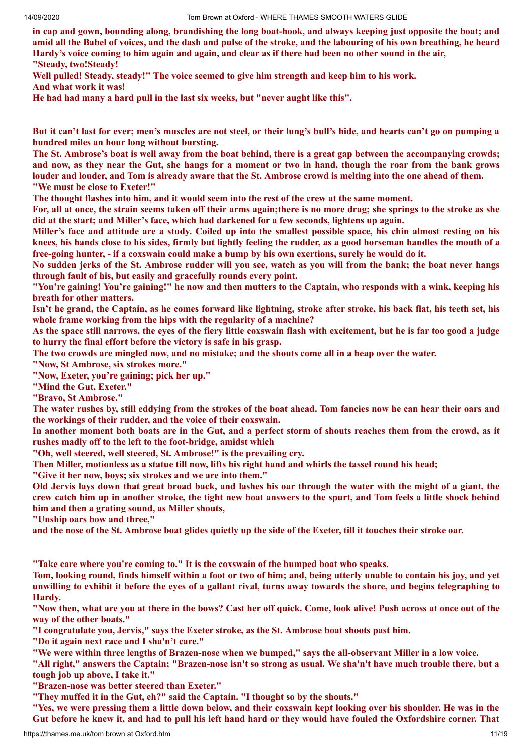**in cap and gown, bounding along, brandishing the long boat-hook, and always keeping just opposite the boat; and amid all the Babel of voices, and the dash and pulse of the stroke, and the labouring of his own breathing, he heard Hardy's voice coming to him again and again, and clear as if there had been no other sound in the air,**

**"Steady, two!Steady!**

**Well pulled! Steady, steady!" The voice seemed to give him strength and keep him to his work.**

**And what work it was!**

**He had had many a hard pull in the last six weeks, but "never aught like this".**

**But it can't last for ever; men's muscles are not steel, or their lung's bull's hide, and hearts can't go on pumping a hundred miles an hour long without bursting.**

**The St. Ambrose's boat is well away from the boat behind, there is a great gap between the accompanying crowds; and now, as they near the Gut, she hangs for a moment or two in hand, though the roar from the bank grows louder and louder, and Tom is already aware that the St. Ambrose crowd is melting into the one ahead of them.**

**"We must be close to Exeter!"**

**The thought flashes into him, and it would seem into the rest of the crew at the same moment.**

**For, all at once, the strain seems taken off their arms again;there is no more drag; she springs to the stroke as she did at the start; and Miller's face, which had darkened for a few seconds, lightens up again.**

**Miller's face and attitude are a study. Coiled up into the smallest possible space, his chin almost resting on his knees, his hands close to his sides, firmly but lightly feeling the rudder, as a good horseman handles the mouth of a free-going hunter, - if a coxswain could make a bump by his own exertions, surely he would do it.**

**No sudden jerks of the St. Ambrose rudder will you see, watch as you will from the bank; the boat never hangs through fault of his, but easily and gracefully rounds every point.**

**"You're gaining! You're gaining!" he now and then mutters to the Captain, who responds with a wink, keeping his breath for other matters.**

**Isn't he grand, the Captain, as he comes forward like lightning, stroke after stroke, his back flat, his teeth set, his whole frame working from the hips with the regularity of a machine?**

**As the space still narrows, the eyes of the fiery little coxswain flash with excitement, but he is far too good a judge to hurry the final effort before the victory is safe in his grasp.**

**The two crowds are mingled now, and no mistake; and the shouts come all in a heap over the water.**

**"Now, St Ambrose, six strokes more."**

**"Now, Exeter, you're gaining; pick her up."**

**"Mind the Gut, Exeter."**

**"Bravo, St Ambrose."**

**The water rushes by, still eddying from the strokes of the boat ahead. Tom fancies now he can hear their oars and the workings of their rudder, and the voice of their coxswain.**

**In another moment both boats are in the Gut, and a perfect storm of shouts reaches them from the crowd, as it rushes madly off to the left to the foot-bridge, amidst which**

**"Oh, well steered, well steered, St. Ambrose!" is the prevailing cry.**

**Then Miller, motionless as a statue till now, lifts his right hand and whirls the tassel round his head;**

**"Give it her now, boys; six strokes and we are into them."**

**Old Jervis lays down that great broad back, and lashes his oar through the water with the might of a giant, the crew catch him up in another stroke, the tight new boat answers to the spurt, and Tom feels a little shock behind him and then a grating sound, as Miller shouts,**

**"Unship oars bow and three,"**

**and the nose of the St. Ambrose boat glides quietly up the side of the Exeter, till it touches their stroke oar.**

**"Take care where you're coming to." It is the coxswain of the bumped boat who speaks.**

**Tom, looking round, finds himself within a foot or two of him; and, being utterly unable to contain his joy, and yet unwilling to exhibit it before the eyes of a gallant rival, turns away towards the shore, and begins telegraphing to Hardy.**

**"Now then, what are you at there in the bows? Cast her off quick. Come, look alive! Push across at once out of the way of the other boats."**

**"I congratulate you, Jervis," says the Exeter stroke, as the St. Ambrose boat shoots past him.**

**"Do it again next race and I sha'n't care."**

**"We were within three lengths of Brazen-nose when we bumped," says the all-observant Miller in a low voice.**

**"All right," answers the Captain; "Brazen-nose isn't so strong as usual. We sha'n't have much trouble there, but a tough job up above, I take it."**

**"Brazen-nose was better steered than Exeter."**

**"They muffed it in the Gut, eh?" said the Captain. "I thought so by the shouts."**

**"Yes, we were pressing them a little down below, and their coxswain kept looking over his shoulder. He was in the Gut before he knew it, and had to pull his left hand hard or they would have fouled the Oxfordshire corner. That**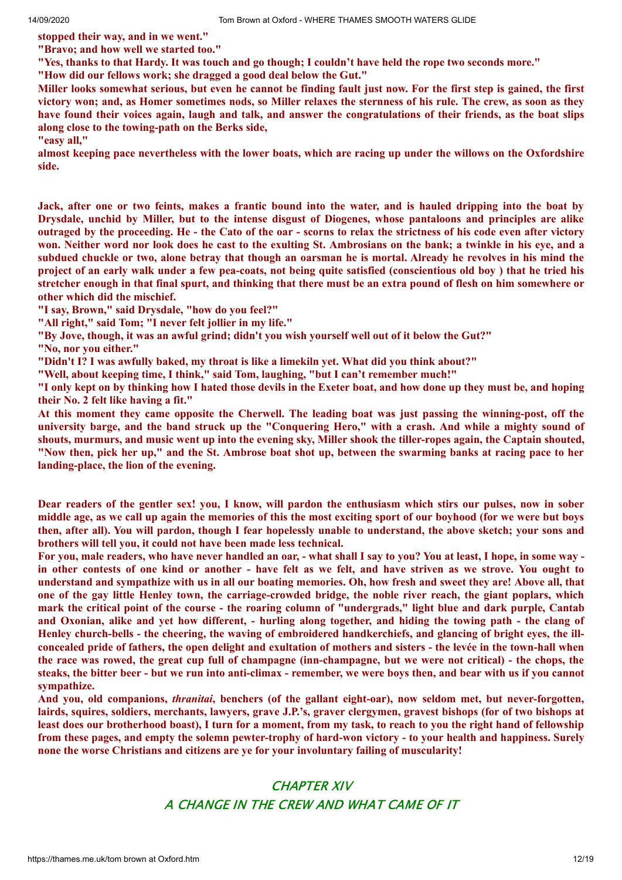**stopped their way, and in we went."**

**"Bravo; and how well we started too."**

**"Yes, thanks to that Hardy. It was touch and go though; I couldn't have held the rope two seconds more."**

**"How did our fellows work; she dragged a good deal below the Gut."**

**Miller looks somewhat serious, but even he cannot be finding fault just now. For the first step is gained, the first victory won; and, as Homer sometimes nods, so Miller relaxes the sternness of his rule. The crew, as soon as they have found their voices again, laugh and talk, and answer the congratulations of their friends, as the boat slips along close to the towing-path on the Berks side,**

**"easy all,"**

**almost keeping pace nevertheless with the lower boats, which are racing up under the willows on the Oxfordshire side.**

**Jack, after one or two feints, makes a frantic bound into the water, and is hauled dripping into the boat by Drysdale, unchid by Miller, but to the intense disgust of Diogenes, whose pantaloons and principles are alike outraged by the proceeding. He - the Cato of the oar - scorns to relax the strictness of his code even after victory won. Neither word nor look does he cast to the exulting St. Ambrosians on the bank; a twinkle in his eye, and a subdued chuckle or two, alone betray that though an oarsman he is mortal. Already he revolves in his mind the project of an early walk under a few pea-coats, not being quite satisfied (conscientious old boy ) that he tried his stretcher enough in that final spurt, and thinking that there must be an extra pound of flesh on him somewhere or other which did the mischief.**

**"I say, Brown," said Drysdale, "how do you feel?"**

**"All right," said Tom; "I never felt jollier in my life."**

**"By Jove, though, it was an awful grind; didn't you wish yourself well out of it below the Gut?"**

**"No, nor you either."**

**"Didn't I? I was awfully baked, my throat is like a limekiln yet. What did you think about?"**

**"Well, about keeping time, I think," said Tom, laughing, "but I can't remember much!"**

**"I only kept on by thinking how I hated those devils in the Exeter boat, and how done up they must be, and hoping their No. 2 felt like having a fit."**

**At this moment they came opposite the Cherwell. The leading boat was just passing the winning-post, off the university barge, and the band struck up the "Conquering Hero," with a crash. And while a mighty sound of shouts, murmurs, and music went up into the evening sky, Miller shook the tiller-ropes again, the Captain shouted, "Now then, pick her up," and the St. Ambrose boat shot up, between the swarming banks at racing pace to her landing-place, the lion of the evening.**

**Dear readers of the gentler sex! you, I know, will pardon the enthusiasm which stirs our pulses, now in sober middle age, as we call up again the memories of this the most exciting sport of our boyhood (for we were but boys then, after all). You will pardon, though I fear hopelessly unable to understand, the above sketch; your sons and brothers will tell you, it could not have been made less technical.**

**For you, male readers, who have never handled an oar, - what shall I say to you? You at least, I hope, in some way - in other contests of one kind or another - have felt as we felt, and have striven as we strove. You ought to understand and sympathize with us in all our boating memories. Oh, how fresh and sweet they are! Above all, that one of the gay little Henley town, the carriage-crowded bridge, the noble river reach, the giant poplars, which mark the critical point of the course - the roaring column of "undergrads," light blue and dark purple, Cantab and Oxonian, alike and yet how different, - hurling along together, and hiding the towing path - the clang of Henley church-bells - the cheering, the waving of embroidered handkerchiefs, and glancing of bright eyes, the ill-concealed pride of fathers, the open delight and exultation of mothers and sisters - the levée in the town-hall when the race was rowed, the great cup full of champagne (inn-champagne, but we were not critical) - the chops, the steaks, the bitter beer - but we run into anti-climax - remember, we were boys then, and bear with us if you cannot sympathize.**

**And you, old companions, *thranitai*, benchers (of the gallant eight-oar), now seldom met, but never-forgotten, lairds, squires, soldiers, merchants, lawyers, grave J.P.'s, graver clergymen, gravest bishops (for of two bishops at least does our brotherhood boast), I turn for a moment, from my task, to reach to you the right hand of fellowship from these pages, and empty the solemn pewter-trophy of hard-won victory - to your health and happiness. Surely none the worse Christians and citizens are ye for your involuntary failing of muscularity!**

## CHAPTER XIV
## A CHANGE IN THE CREW AND WHAT CAME OF IT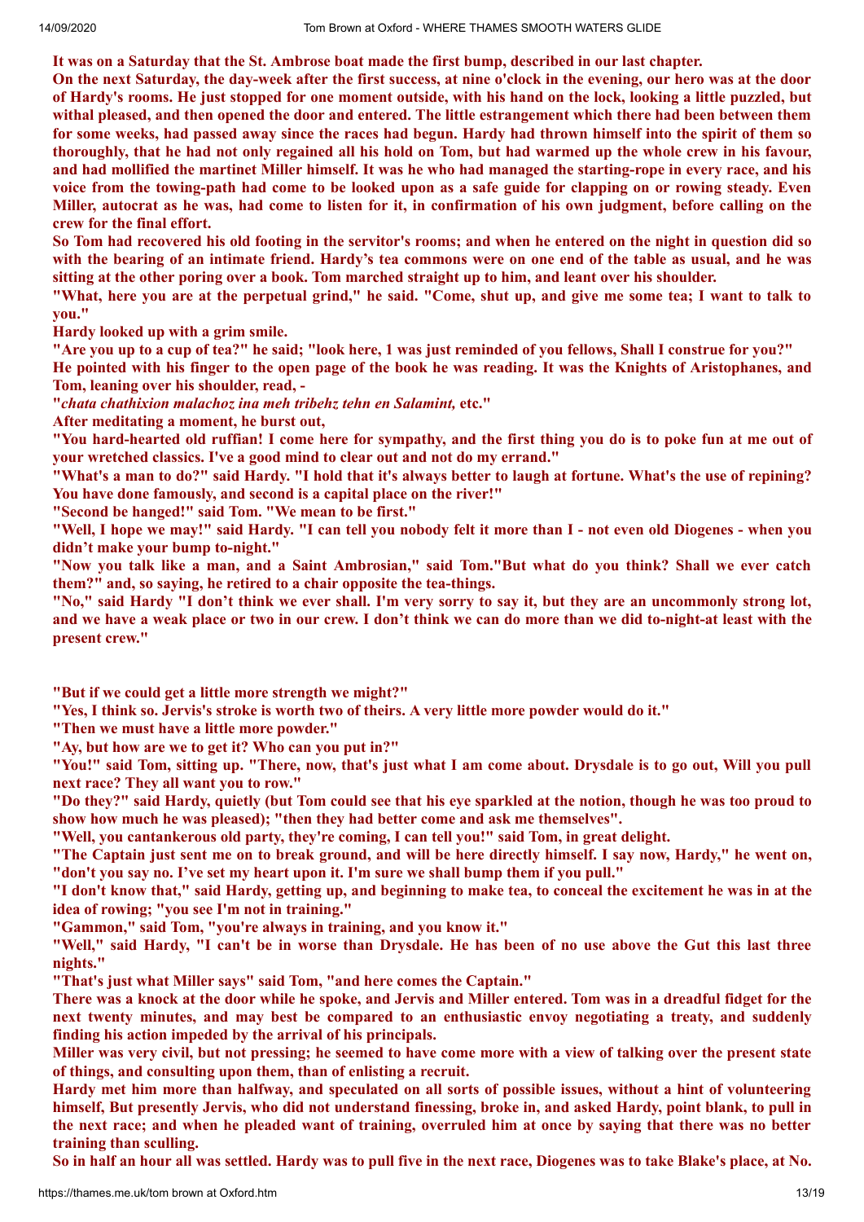It was on a Saturday that the St. Ambrose boat made the first bump, described in our last chapter.

On the next Saturday, the day-week after the first success, at nine o'clock in the evening, our hero was at the door of Hardy's rooms. He just stopped for one moment outside, with his hand on the lock, looking a little puzzled, but withal pleased, and then opened the door and entered. The little estrangement which there had been between them for some weeks, had passed away since the races had begun. Hardy had thrown himself into the spirit of them so thoroughly, that he had not only regained all his hold on Tom, but had warmed up the whole crew in his favour, and had mollified the martinet Miller himself. It was he who had managed the starting-rope in every race, and his voice from the towing-path had come to be looked upon as a safe guide for clapping on or rowing steady. Even Miller, autocrat as he was, had come to listen for it, in confirmation of his own judgment, before calling on the crew for the final effort.

So Tom had recovered his old footing in the servitor's rooms; and when he entered on the night in question did so with the bearing of an intimate friend. Hardy's tea commons were on one end of the table as usual, and he was sitting at the other poring over a book. Tom marched straight up to him, and leant over his shoulder.

"What, here you are at the perpetual grind," he said. "Come, shut up, and give me some tea; I want to talk to you."

Hardy looked up with a grim smile.

"Are you up to a cup of tea?" he said; "look here, 1 was just reminded of you fellows, Shall I construe for you?"

He pointed with his finger to the open page of the book he was reading. It was the Knights of Aristophanes, and Tom, leaning over his shoulder, read, -

"*chata chathixion malachoz ina meh tribehz tehn en Salamint,* etc."

After meditating a moment, he burst out,

"You hard-hearted old ruffian! I come here for sympathy, and the first thing you do is to poke fun at me out of your wretched classics. I've a good mind to clear out and not do my errand."

"What's a man to do?" said Hardy. "I hold that it's always better to laugh at fortune. What's the use of repining? You have done famously, and second is a capital place on the river!"

"Second be hanged!" said Tom. "We mean to be first."

"Well, I hope we may!" said Hardy. "I can tell you nobody felt it more than I - not even old Diogenes - when you didn't make your bump to-night."

"Now you talk like a man, and a Saint Ambrosian," said Tom."But what do you think? Shall we ever catch them?" and, so saying, he retired to a chair opposite the tea-things.

"No," said Hardy "I don't think we ever shall. I'm very sorry to say it, but they are an uncommonly strong lot, and we have a weak place or two in our crew. I don't think we can do more than we did to-night-at least with the present crew."

"But if we could get a little more strength we might?"

"Yes, I think so. Jervis's stroke is worth two of theirs. A very little more powder would do it."

"Then we must have a little more powder."

"Ay, but how are we to get it? Who can you put in?"

"You!" said Tom, sitting up. "There, now, that's just what I am come about. Drysdale is to go out, Will you pull next race? They all want you to row."

"Do they?" said Hardy, quietly (but Tom could see that his eye sparkled at the notion, though he was too proud to show how much he was pleased); "then they had better come and ask me themselves".

"Well, you cantankerous old party, they're coming, I can tell you!" said Tom, in great delight.

"The Captain just sent me on to break ground, and will be here directly himself. I say now, Hardy," he went on, "don't you say no. I've set my heart upon it. I'm sure we shall bump them if you pull."

"I don't know that," said Hardy, getting up, and beginning to make tea, to conceal the excitement he was in at the idea of rowing; "you see I'm not in training."

"Gammon," said Tom, "you're always in training, and you know it."

"Well," said Hardy, "I can't be in worse than Drysdale. He has been of no use above the Gut this last three nights."

"That's just what Miller says" said Tom, "and here comes the Captain."

There was a knock at the door while he spoke, and Jervis and Miller entered. Tom was in a dreadful fidget for the next twenty minutes, and may best be compared to an enthusiastic envoy negotiating a treaty, and suddenly finding his action impeded by the arrival of his principals.

Miller was very civil, but not pressing; he seemed to have come more with a view of talking over the present state of things, and consulting upon them, than of enlisting a recruit.

Hardy met him more than halfway, and speculated on all sorts of possible issues, without a hint of volunteering himself, But presently Jervis, who did not understand finessing, broke in, and asked Hardy, point blank, to pull in the next race; and when he pleaded want of training, overruled him at once by saying that there was no better training than sculling.

So in half an hour all was settled. Hardy was to pull five in the next race, Diogenes was to take Blake's place, at No.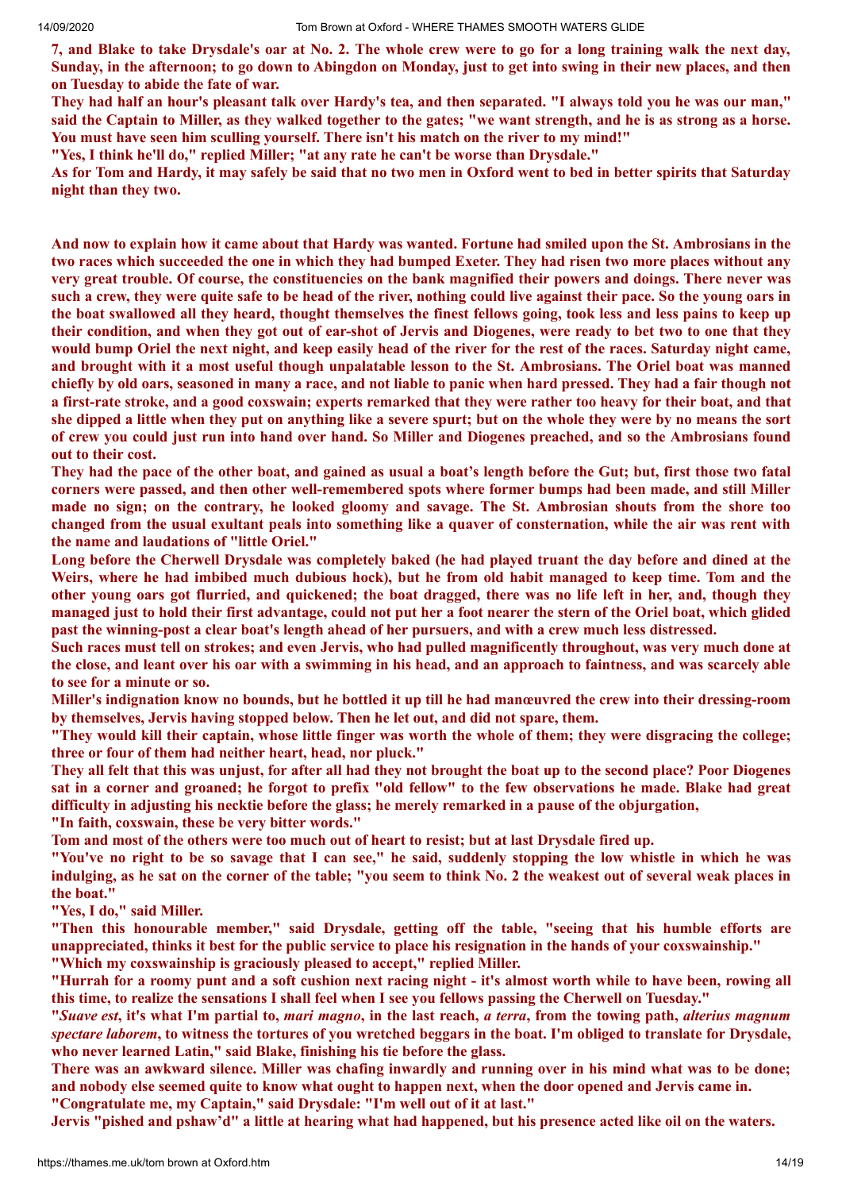**7, and Blake to take Drysdale's oar at No. 2. The whole crew were to go for a long training walk the next day, Sunday, in the afternoon; to go down to Abingdon on Monday, just to get into swing in their new places, and then on Tuesday to abide the fate of war.**

**They had half an hour's pleasant talk over Hardy's tea, and then separated. "I always told you he was our man," said the Captain to Miller, as they walked together to the gates; "we want strength, and he is as strong as a horse. You must have seen him sculling yourself. There isn't his match on the river to my mind!"**

**"Yes, I think he'll do," replied Miller; "at any rate he can't be worse than Drysdale."**

**As for Tom and Hardy, it may safely be said that no two men in Oxford went to bed in better spirits that Saturday night than they two.**

**And now to explain how it came about that Hardy was wanted. Fortune had smiled upon the St. Ambrosians in the two races which succeeded the one in which they had bumped Exeter. They had risen two more places without any very great trouble. Of course, the constituencies on the bank magnified their powers and doings. There never was such a crew, they were quite safe to be head of the river, nothing could live against their pace. So the young oars in the boat swallowed all they heard, thought themselves the finest fellows going, took less and less pains to keep up their condition, and when they got out of ear-shot of Jervis and Diogenes, were ready to bet two to one that they would bump Oriel the next night, and keep easily head of the river for the rest of the races. Saturday night came, and brought with it a most useful though unpalatable lesson to the St. Ambrosians. The Oriel boat was manned chiefly by old oars, seasoned in many a race, and not liable to panic when hard pressed. They had a fair though not a first-rate stroke, and a good coxswain; experts remarked that they were rather too heavy for their boat, and that she dipped a little when they put on anything like a severe spurt; but on the whole they were by no means the sort of crew you could just run into hand over hand. So Miller and Diogenes preached, and so the Ambrosians found out to their cost.**

**They had the pace of the other boat, and gained as usual a boat's length before the Gut; but, first those two fatal corners were passed, and then other well-remembered spots where former bumps had been made, and still Miller made no sign; on the contrary, he looked gloomy and savage. The St. Ambrosian shouts from the shore too changed from the usual exultant peals into something like a quaver of consternation, while the air was rent with the name and laudations of "little Oriel."**

**Long before the Cherwell Drysdale was completely baked (he had played truant the day before and dined at the Weirs, where he had imbibed much dubious hock), but he from old habit managed to keep time. Tom and the other young oars got flurried, and quickened; the boat dragged, there was no life left in her, and, though they managed just to hold their first advantage, could not put her a foot nearer the stern of the Oriel boat, which glided past the winning-post a clear boat's length ahead of her pursuers, and with a crew much less distressed.**

**Such races must tell on strokes; and even Jervis, who had pulled magnificently throughout, was very much done at the close, and leant over his oar with a swimming in his head, and an approach to faintness, and was scarcely able to see for a minute or so.**

**Miller's indignation know no bounds, but he bottled it up till he had manœuvred the crew into their dressing-room by themselves, Jervis having stopped below. Then he let out, and did not spare, them.**

**"They would kill their captain, whose little finger was worth the whole of them; they were disgracing the college; three or four of them had neither heart, head, nor pluck."**

**They all felt that this was unjust, for after all had they not brought the boat up to the second place? Poor Diogenes sat in a corner and groaned; he forgot to prefix "old fellow" to the few observations he made. Blake had great difficulty in adjusting his necktie before the glass; he merely remarked in a pause of the objurgation,**

**"In faith, coxswain, these be very bitter words."**

**Tom and most of the others were too much out of heart to resist; but at last Drysdale fired up.**

**"You've no right to be so savage that I can see," he said, suddenly stopping the low whistle in which he was indulging, as he sat on the corner of the table; "you seem to think No. 2 the weakest out of several weak places in the boat."**

**"Yes, I do," said Miller.**

**"Then this honourable member," said Drysdale, getting off the table, "seeing that his humble efforts are unappreciated, thinks it best for the public service to place his resignation in the hands of your coxswainship."**

**"Which my coxswainship is graciously pleased to accept," replied Miller.**

**"Hurrah for a roomy punt and a soft cushion next racing night - it's almost worth while to have been, rowing all this time, to realize the sensations I shall feel when I see you fellows passing the Cherwell on Tuesday."**

**"*Suave est*, it's what I'm partial to, *mari magno*, in the last reach, *a terra*, from the towing path, *alterius magnum spectare laborem*, to witness the tortures of you wretched beggars in the boat. I'm obliged to translate for Drysdale, who never learned Latin," said Blake, finishing his tie before the glass.**

**There was an awkward silence. Miller was chafing inwardly and running over in his mind what was to be done; and nobody else seemed quite to know what ought to happen next, when the door opened and Jervis came in.**

**"Congratulate me, my Captain," said Drysdale: "I'm well out of it at last."**

**Jervis "pished and pshaw'd" a little at hearing what had happened, but his presence acted like oil on the waters.**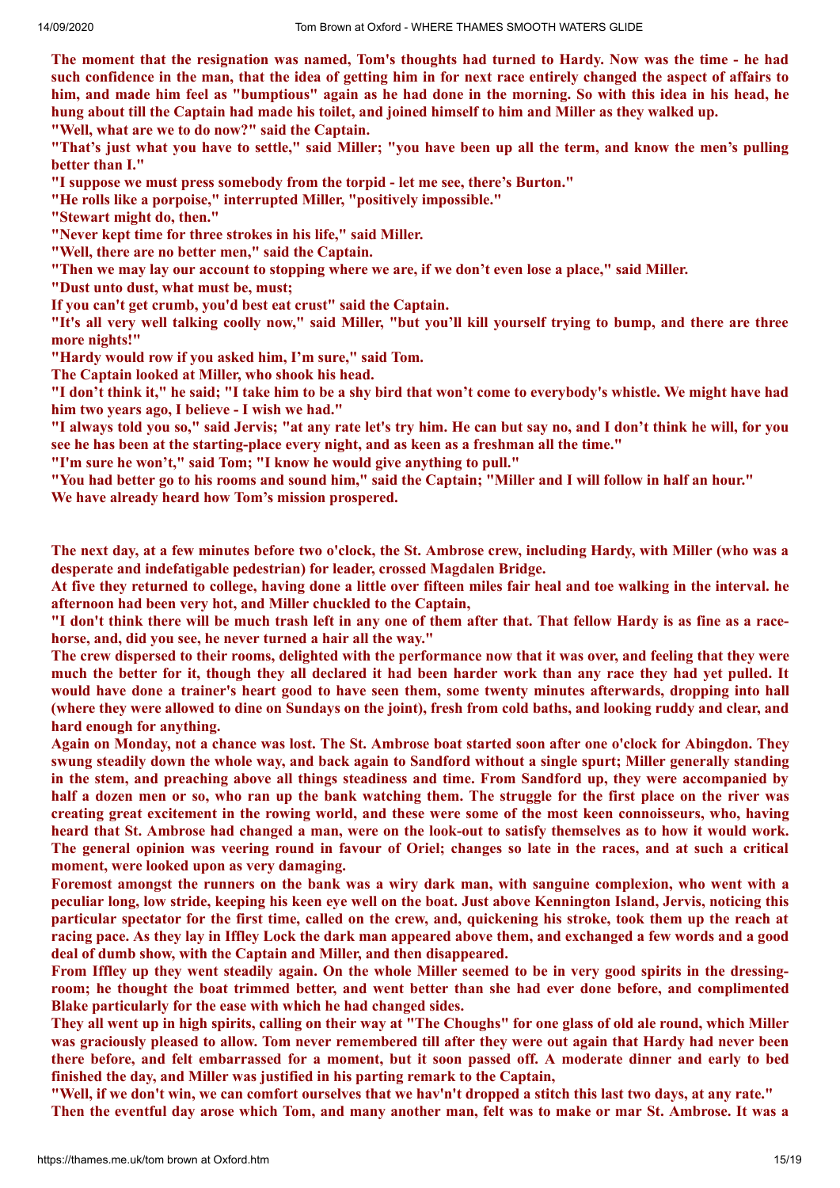The moment that the resignation was named, Tom's thoughts had turned to Hardy. Now was the time - he had such confidence in the man, that the idea of getting him in for next race entirely changed the aspect of affairs to him, and made him feel as "bumptious" again as he had done in the morning. So with this idea in his head, he hung about till the Captain had made his toilet, and joined himself to him and Miller as they walked up.

"Well, what are we to do now?" said the Captain.

"That's just what you have to settle," said Miller; "you have been up all the term, and know the men's pulling better than I."

"I suppose we must press somebody from the torpid - let me see, there's Burton."

"He rolls like a porpoise," interrupted Miller, "positively impossible."

"Stewart might do, then."

"Never kept time for three strokes in his life," said Miller.

"Well, there are no better men," said the Captain.

"Then we may lay our account to stopping where we are, if we don't even lose a place," said Miller.

"Dust unto dust, what must be, must;
If you can't get crumb, you'd best eat crust" said the Captain.

"It's all very well talking coolly now," said Miller, "but you'll kill yourself trying to bump, and there are three more nights!"

"Hardy would row if you asked him, I'm sure," said Tom.

The Captain looked at Miller, who shook his head.

"I don't think it," he said; "I take him to be a shy bird that won't come to everybody's whistle. We might have had him two years ago, I believe - I wish we had."

"I always told you so," said Jervis; "at any rate let's try him. He can but say no, and I don't think he will, for you see he has been at the starting-place every night, and as keen as a freshman all the time."

"I'm sure he won't," said Tom; "I know he would give anything to pull."

"You had better go to his rooms and sound him," said the Captain; "Miller and I will follow in half an hour."

We have already heard how Tom's mission prospered.

The next day, at a few minutes before two o'clock, the St. Ambrose crew, including Hardy, with Miller (who was a desperate and indefatigable pedestrian) for leader, crossed Magdalen Bridge.

At five they returned to college, having done a little over fifteen miles fair heal and toe walking in the interval. he afternoon had been very hot, and Miller chuckled to the Captain,

"I don't think there will be much trash left in any one of them after that. That fellow Hardy is as fine as a race-horse, and, did you see, he never turned a hair all the way."

The crew dispersed to their rooms, delighted with the performance now that it was over, and feeling that they were much the better for it, though they all declared it had been harder work than any race they had yet pulled. It would have done a trainer's heart good to have seen them, some twenty minutes afterwards, dropping into hall (where they were allowed to dine on Sundays on the joint), fresh from cold baths, and looking ruddy and clear, and hard enough for anything.

Again on Monday, not a chance was lost. The St. Ambrose boat started soon after one o'clock for Abingdon. They swung steadily down the whole way, and back again to Sandford without a single spurt; Miller generally standing in the stem, and preaching above all things steadiness and time. From Sandford up, they were accompanied by half a dozen men or so, who ran up the bank watching them. The struggle for the first place on the river was creating great excitement in the rowing world, and these were some of the most keen connoisseurs, who, having heard that St. Ambrose had changed a man, were on the look-out to satisfy themselves as to how it would work. The general opinion was veering round in favour of Oriel; changes so late in the races, and at such a critical moment, were looked upon as very damaging.

Foremost amongst the runners on the bank was a wiry dark man, with sanguine complexion, who went with a peculiar long, low stride, keeping his keen eye well on the boat. Just above Kennington Island, Jervis, noticing this particular spectator for the first time, called on the crew, and, quickening his stroke, took them up the reach at racing pace. As they lay in Iffley Lock the dark man appeared above them, and exchanged a few words and a good deal of dumb show, with the Captain and Miller, and then disappeared.

From Iffley up they went steadily again. On the whole Miller seemed to be in very good spirits in the dressing-room; he thought the boat trimmed better, and went better than she had ever done before, and complimented Blake particularly for the ease with which he had changed sides.

They all went up in high spirits, calling on their way at "The Choughs" for one glass of old ale round, which Miller was graciously pleased to allow. Tom never remembered till after they were out again that Hardy had never been there before, and felt embarrassed for a moment, but it soon passed off. A moderate dinner and early to bed finished the day, and Miller was justified in his parting remark to the Captain,

"Well, if we don't win, we can comfort ourselves that we hav'n't dropped a stitch this last two days, at any rate."

Then the eventful day arose which Tom, and many another man, felt was to make or mar St. Ambrose. It was a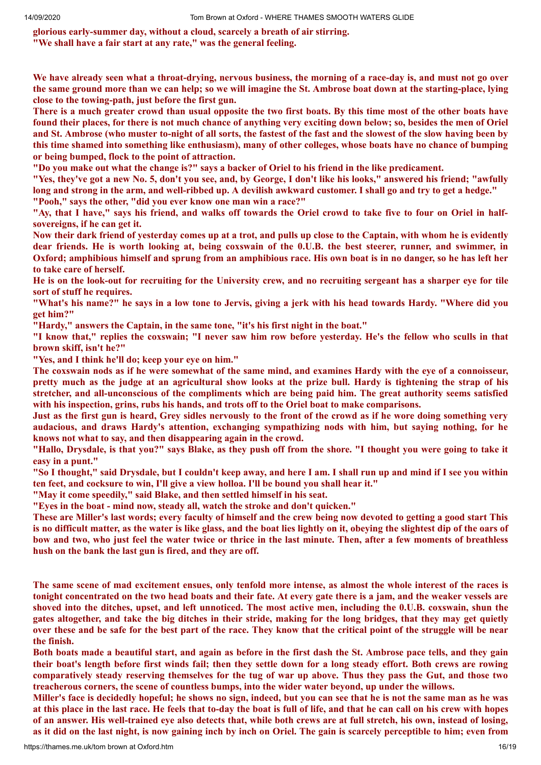glorious early-summer day, without a cloud, scarcely a breath of air stirring.

"We shall have a fair start at any rate," was the general feeling.

We have already seen what a throat-drying, nervous business, the morning of a race-day is, and must not go over the same ground more than we can help; so we will imagine the St. Ambrose boat down at the starting-place, lying close to the towing-path, just before the first gun.

There is a much greater crowd than usual opposite the two first boats. By this time most of the other boats have found their places, for there is not much chance of anything very exciting down below; so, besides the men of Oriel and St. Ambrose (who muster to-night of all sorts, the fastest of the fast and the slowest of the slow having been by this time shamed into something like enthusiasm), many of other colleges, whose boats have no chance of bumping or being bumped, flock to the point of attraction.

"Do you make out what the change is?" says a backer of Oriel to his friend in the like predicament.

"Yes, they've got a new No. 5, don't you see, and, by George, I don't like his looks," answered his friend; "awfully long and strong in the arm, and well-ribbed up. A devilish awkward customer. I shall go and try to get a hedge."

"Pooh," says the other, "did you ever know one man win a race?"

"Ay, that I have," says his friend, and walks off towards the Oriel crowd to take five to four on Oriel in half-sovereigns, if he can get it.

Now their dark friend of yesterday comes up at a trot, and pulls up close to the Captain, with whom he is evidently dear friends. He is worth looking at, being coxswain of the 0.U.B. the best steerer, runner, and swimmer, in Oxford; amphibious himself and sprung from an amphibious race. His own boat is in no danger, so he has left her to take care of herself.

He is on the look-out for recruiting for the University crew, and no recruiting sergeant has a sharper eye for tile sort of stuff he requires.

"What's his name?" he says in a low tone to Jervis, giving a jerk with his head towards Hardy. "Where did you get him?"

"Hardy," answers the Captain, in the same tone, "it's his first night in the boat."

"I know that," replies the coxswain; "I never saw him row before yesterday. He's the fellow who sculls in that brown skiff, isn't he?"

"Yes, and I think he'll do; keep your eye on him."

The coxswain nods as if he were somewhat of the same mind, and examines Hardy with the eye of a connoisseur, pretty much as the judge at an agricultural show looks at the prize bull. Hardy is tightening the strap of his stretcher, and all-unconscious of the compliments which are being paid him. The great authority seems satisfied with his inspection, grins, rubs his hands, and trots off to the Oriel boat to make comparisons.

Just as the first gun is heard, Grey sidles nervously to the front of the crowd as if he wore doing something very audacious, and draws Hardy's attention, exchanging sympathizing nods with him, but saying nothing, for he knows not what to say, and then disappearing again in the crowd.

"Hallo, Drysdale, is that you?" says Blake, as they push off from the shore. "I thought you were going to take it easy in a punt."

"So I thought," said Drysdale, but I couldn't keep away, and here I am. I shall run up and mind if I see you within ten feet, and cocksure to win, I'll give a view holloa. I'll be bound you shall hear it."

"May it come speedily," said Blake, and then settled himself in his seat.

"Eyes in the boat - mind now, steady all, watch the stroke and don't quicken."

These are Miller's last words; every faculty of himself and the crew being now devoted to getting a good start This is no difficult matter, as the water is like glass, and the boat lies lightly on it, obeying the slightest dip of the oars of bow and two, who just feel the water twice or thrice in the last minute. Then, after a few moments of breathless hush on the bank the last gun is fired, and they are off.

The same scene of mad excitement ensues, only tenfold more intense, as almost the whole interest of the races is tonight concentrated on the two head boats and their fate. At every gate there is a jam, and the weaker vessels are shoved into the ditches, upset, and left unnoticed. The most active men, including the 0.U.B. coxswain, shun the gates altogether, and take the big ditches in their stride, making for the long bridges, that they may get quietly over these and be safe for the best part of the race. They know that the critical point of the struggle will be near the finish.

Both boats made a beautiful start, and again as before in the first dash the St. Ambrose pace tells, and they gain their boat's length before first winds fail; then they settle down for a long steady effort. Both crews are rowing comparatively steady reserving themselves for the tug of war up above. Thus they pass the Gut, and those two treacherous corners, the scene of countless bumps, into the wider water beyond, up under the willows.

Miller's face is decidedly hopeful; he shows no sign, indeed, but you can see that he is not the same man as he was at this place in the last race. He feels that to-day the boat is full of life, and that he can call on his crew with hopes of an answer. His well-trained eye also detects that, while both crews are at full stretch, his own, instead of losing, as it did on the last night, is now gaining inch by inch on Oriel. The gain is scarcely perceptible to him; even from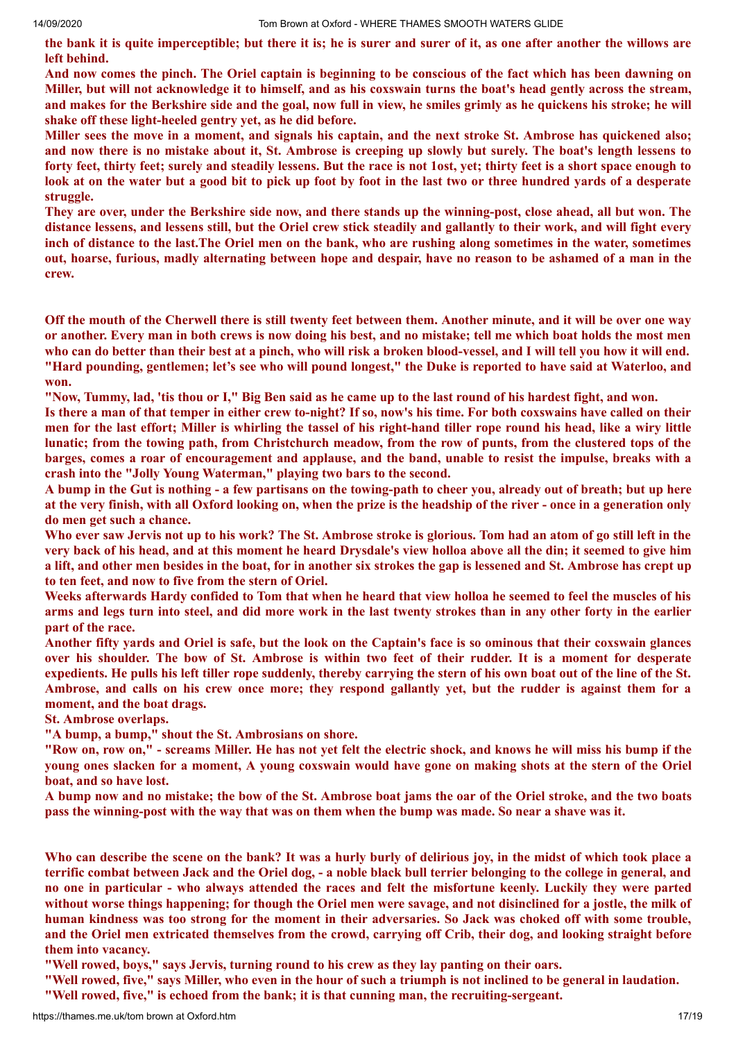**the bank it is quite imperceptible; but there it is; he is surer and surer of it, as one after another the willows are left behind.**

**And now comes the pinch. The Oriel captain is beginning to be conscious of the fact which has been dawning on Miller, but will not acknowledge it to himself, and as his coxswain turns the boat's head gently across the stream, and makes for the Berkshire side and the goal, now full in view, he smiles grimly as he quickens his stroke; he will shake off these light-heeled gentry yet, as he did before.**

**Miller sees the move in a moment, and signals his captain, and the next stroke St. Ambrose has quickened also; and now there is no mistake about it, St. Ambrose is creeping up slowly but surely. The boat's length lessens to forty feet, thirty feet; surely and steadily lessens. But the race is not 1ost, yet; thirty feet is a short space enough to look at on the water but a good bit to pick up foot by foot in the last two or three hundred yards of a desperate struggle.**

**They are over, under the Berkshire side now, and there stands up the winning-post, close ahead, all but won. The distance lessens, and lessens still, but the Oriel crew stick steadily and gallantly to their work, and will fight every inch of distance to the last.The Oriel men on the bank, who are rushing along sometimes in the water, sometimes out, hoarse, furious, madly alternating between hope and despair, have no reason to be ashamed of a man in the crew.**

**Off the mouth of the Cherwell there is still twenty feet between them. Another minute, and it will be over one way or another. Every man in both crews is now doing his best, and no mistake; tell me which boat holds the most men who can do better than their best at a pinch, who will risk a broken blood-vessel, and I will tell you how it will end. "Hard pounding, gentlemen; let's see who will pound longest," the Duke is reported to have said at Waterloo, and won.**

**"Now, Tummy, lad, 'tis thou or I," Big Ben said as he came up to the last round of his hardest fight, and won.**

**Is there a man of that temper in either crew to-night? If so, now's his time. For both coxswains have called on their men for the last effort; Miller is whirling the tassel of his right-hand tiller rope round his head, like a wiry little lunatic; from the towing path, from Christchurch meadow, from the row of punts, from the clustered tops of the barges, comes a roar of encouragement and applause, and the band, unable to resist the impulse, breaks with a crash into the "Jolly Young Waterman," playing two bars to the second.**

**A bump in the Gut is nothing - a few partisans on the towing-path to cheer you, already out of breath; but up here at the very finish, with all Oxford looking on, when the prize is the headship of the river - once in a generation only do men get such a chance.**

**Who ever saw Jervis not up to his work? The St. Ambrose stroke is glorious. Tom had an atom of go still left in the very back of his head, and at this moment he heard Drysdale's view holloa above all the din; it seemed to give him a lift, and other men besides in the boat, for in another six strokes the gap is lessened and St. Ambrose has crept up to ten feet, and now to five from the stern of Oriel.**

**Weeks afterwards Hardy confided to Tom that when he heard that view holloa he seemed to feel the muscles of his arms and legs turn into steel, and did more work in the last twenty strokes than in any other forty in the earlier part of the race.**

**Another fifty yards and Oriel is safe, but the look on the Captain's face is so ominous that their coxswain glances over his shoulder. The bow of St. Ambrose is within two feet of their rudder. It is a moment for desperate expedients. He pulls his left tiller rope suddenly, thereby carrying the stern of his own boat out of the line of the St. Ambrose, and calls on his crew once more; they respond gallantly yet, but the rudder is against them for a moment, and the boat drags.**

**St. Ambrose overlaps.**

**"A bump, a bump," shout the St. Ambrosians on shore.**

**"Row on, row on," - screams Miller. He has not yet felt the electric shock, and knows he will miss his bump if the young ones slacken for a moment, A young coxswain would have gone on making shots at the stern of the Oriel boat, and so have lost.**

**A bump now and no mistake; the bow of the St. Ambrose boat jams the oar of the Oriel stroke, and the two boats pass the winning-post with the way that was on them when the bump was made. So near a shave was it.**

**Who can describe the scene on the bank? It was a hurly burly of delirious joy, in the midst of which took place a terrific combat between Jack and the Oriel dog, - a noble black bull terrier belonging to the college in general, and no one in particular - who always attended the races and felt the misfortune keenly. Luckily they were parted without worse things happening; for though the Oriel men were savage, and not disinclined for a jostle, the milk of human kindness was too strong for the moment in their adversaries. So Jack was choked off with some trouble, and the Oriel men extricated themselves from the crowd, carrying off Crib, their dog, and looking straight before them into vacancy.**

**"Well rowed, boys," says Jervis, turning round to his crew as they lay panting on their oars.**

**"Well rowed, five," says Miller, who even in the hour of such a triumph is not inclined to be general in laudation.**

**"Well rowed, five," is echoed from the bank; it is that cunning man, the recruiting-sergeant.**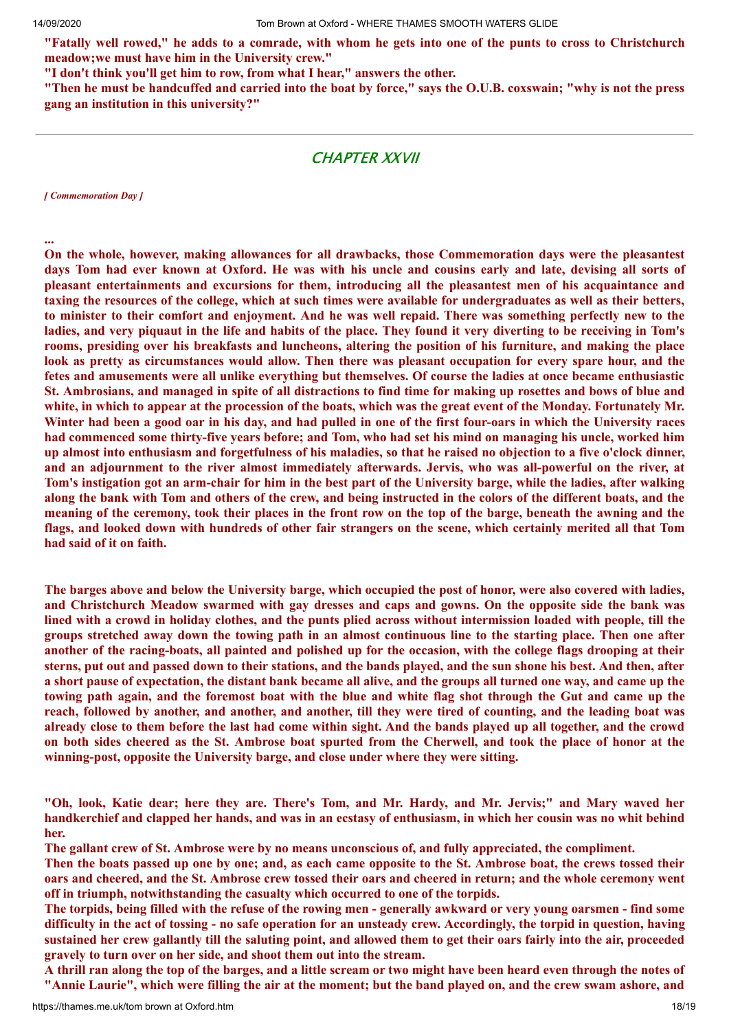**"Fatally well rowed," he adds to a comrade, with whom he gets into one of the punts to cross to Christchurch meadow;we must have him in the University crew."**

**"I don't think you'll get him to row, from what I hear," answers the other.**

**"Then he must be handcuffed and carried into the boat by force," says the O.U.B. coxswain; "why is not the press gang an institution in this university?"**

---

## CHAPTER XXVII

***[ Commemoration Day ]***

**...**

**On the whole, however, making allowances for all drawbacks, those Commemoration days were the pleasantest days Tom had ever known at Oxford. He was with his uncle and cousins early and late, devising all sorts of pleasant entertainments and excursions for them, introducing all the pleasantest men of his acquaintance and taxing the resources of the college, which at such times were available for undergraduates as well as their betters, to minister to their comfort and enjoyment. And he was well repaid. There was something perfectly new to the ladies, and very piquaut in the life and habits of the place. They found it very diverting to be receiving in Tom's rooms, presiding over his breakfasts and luncheons, altering the position of his furniture, and making the place look as pretty as circumstances would allow. Then there was pleasant occupation for every spare hour, and the fetes and amusements were all unlike everything but themselves. Of course the ladies at once became enthusiastic St. Ambrosians, and managed in spite of all distractions to find time for making up rosettes and bows of blue and white, in which to appear at the procession of the boats, which was the great event of the Monday. Fortunately Mr. Winter had been a good oar in his day, and had pulled in one of the first four-oars in which the University races had commenced some thirty-five years before; and Tom, who had set his mind on managing his uncle, worked him up almost into enthusiasm and forgetfulness of his maladies, so that he raised no objection to a five o'clock dinner, and an adjournment to the river almost immediately afterwards. Jervis, who was all-powerful on the river, at Tom's instigation got an arm-chair for him in the best part of the University barge, while the ladies, after walking along the bank with Tom and others of the crew, and being instructed in the colors of the different boats, and the meaning of the ceremony, took their places in the front row on the top of the barge, beneath the awning and the flags, and looked down with hundreds of other fair strangers on the scene, which certainly merited all that Tom had said of it on faith.**

**The barges above and below the University barge, which occupied the post of honor, were also covered with ladies, and Christchurch Meadow swarmed with gay dresses and caps and gowns. On the opposite side the bank was lined with a crowd in holiday clothes, and the punts plied across without intermission loaded with people, till the groups stretched away down the towing path in an almost continuous line to the starting place. Then one after another of the racing-boats, all painted and polished up for the occasion, with the college flags drooping at their sterns, put out and passed down to their stations, and the bands played, and the sun shone his best. And then, after a short pause of expectation, the distant bank became all alive, and the groups all turned one way, and came up the towing path again, and the foremost boat with the blue and white flag shot through the Gut and came up the reach, followed by another, and another, and another, till they were tired of counting, and the leading boat was already close to them before the last had come within sight. And the bands played up all together, and the crowd on both sides cheered as the St. Ambrose boat spurted from the Cherwell, and took the place of honor at the winning-post, opposite the University barge, and close under where they were sitting.**

**"Oh, look, Katie dear; here they are. There's Tom, and Mr. Hardy, and Mr. Jervis;" and Mary waved her handkerchief and clapped her hands, and was in an ecstasy of enthusiasm, in which her cousin was no whit behind her.**

**The gallant crew of St. Ambrose were by no means unconscious of, and fully appreciated, the compliment.**

**Then the boats passed up one by one; and, as each came opposite to the St. Ambrose boat, the crews tossed their oars and cheered, and the St. Ambrose crew tossed their oars and cheered in return; and the whole ceremony went off in triumph, notwithstanding the casualty which occurred to one of the torpids.**

**The torpids, being filled with the refuse of the rowing men - generally awkward or very young oarsmen - find some difficulty in the act of tossing - no safe operation for an unsteady crew. Accordingly, the torpid in question, having sustained her crew gallantly till the saluting point, and allowed them to get their oars fairly into the air, proceeded gravely to turn over on her side, and shoot them out into the stream.**

**A thrill ran along the top of the barges, and a little scream or two might have been heard even through the notes of "Annie Laurie", which were filling the air at the moment; but the band played on, and the crew swam ashore, and**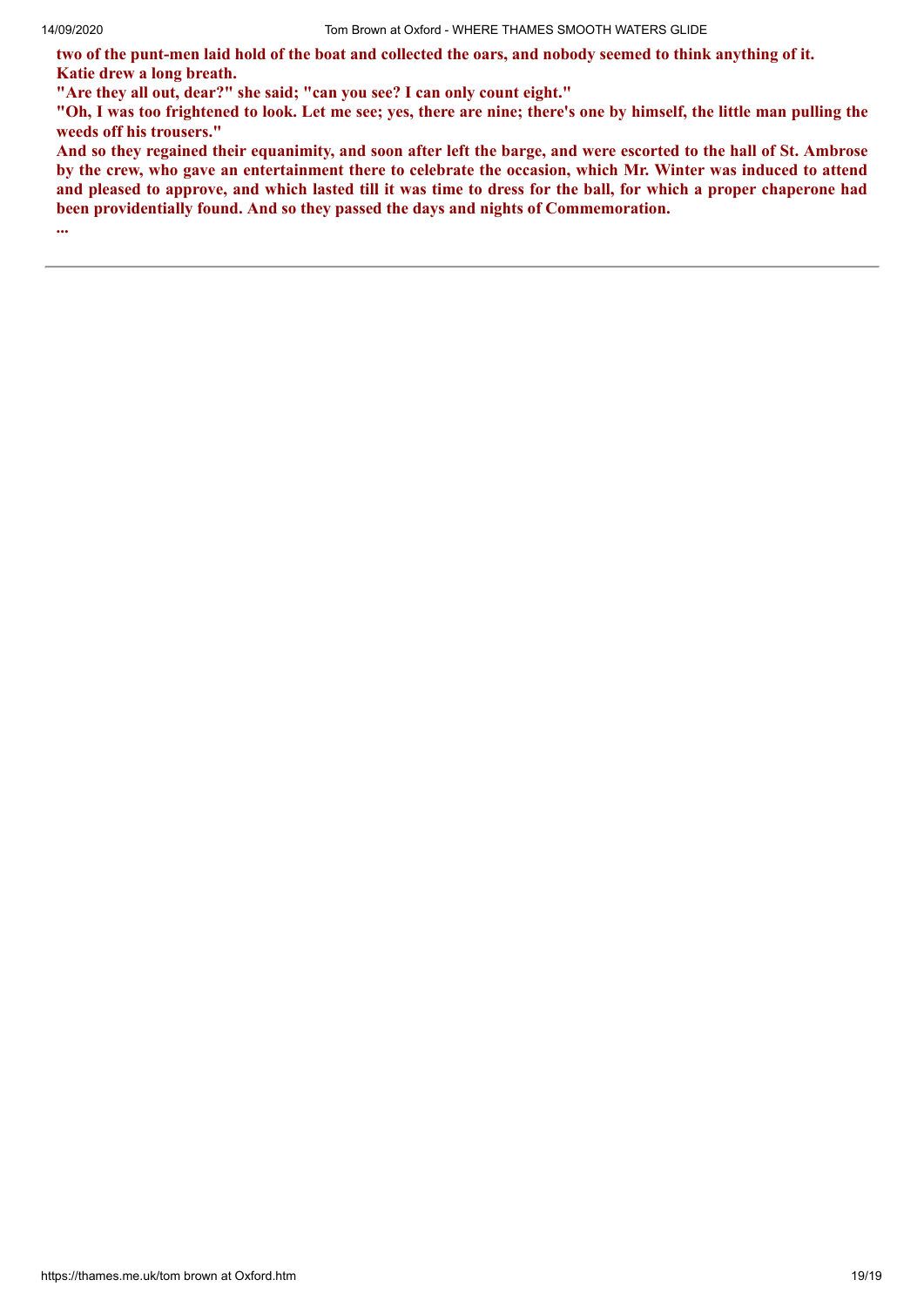**two of the punt-men laid hold of the boat and collected the oars, and nobody seemed to think anything of it. Katie drew a long breath.**

**"Are they all out, dear?" she said; "can you see? I can only count eight."**

**"Oh, I was too frightened to look. Let me see; yes, there are nine; there's one by himself, the little man pulling the weeds off his trousers."**

**And so they regained their equanimity, and soon after left the barge, and were escorted to the hall of St. Ambrose by the crew, who gave an entertainment there to celebrate the occasion, which Mr. Winter was induced to attend and pleased to approve, and which lasted till it was time to dress for the ball, for which a proper chaperone had been providentially found. And so they passed the days and nights of Commemoration.**

**...**

---